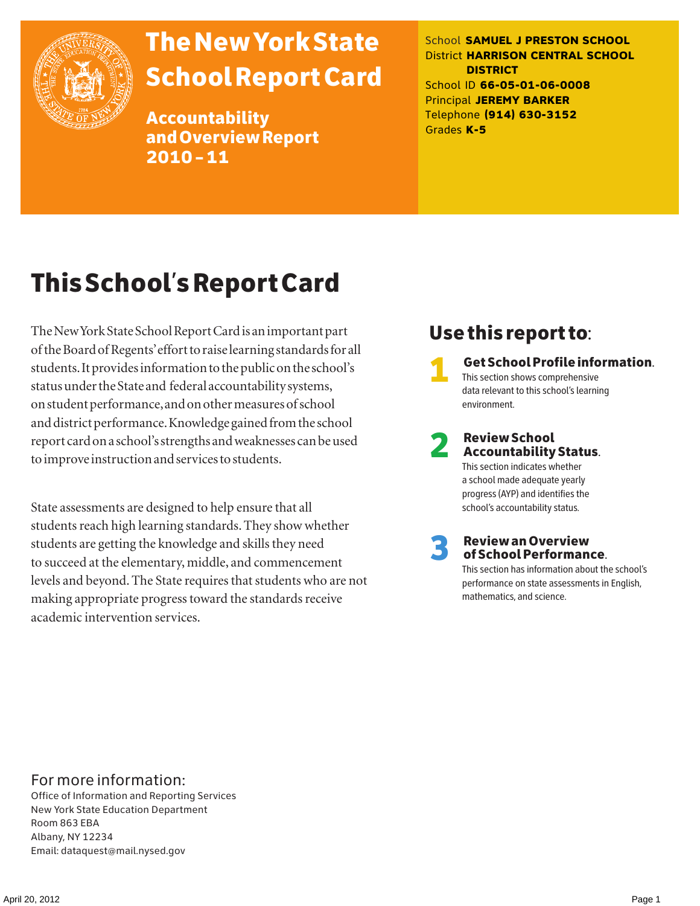# The New York State School Report Card

## Accountability and Overview Report 2010–11

School **SAMUEL J PRESTON SCHOOL**
District **HARRISON CENTRAL SCHOOL DISTRICT**
School ID **66-05-01-06-0008**
Principal **JEREMY BARKER**
Telephone **(914) 630-3152**
Grades **K-5**

# This School's Report Card

The New York State School Report Card is an important part of the Board of Regents' effort to raise learning standards for all students. It provides information to the public on the school's status under the State and federal accountability systems, on student performance, and on other measures of school and district performance. Knowledge gained from the school report card on a school's strengths and weaknesses can be used to improve instruction and services to students.

State assessments are designed to help ensure that all students reach high learning standards. They show whether students are getting the knowledge and skills they need to succeed at the elementary, middle, and commencement levels and beyond. The State requires that students who are not making appropriate progress toward the standards receive academic intervention services.

## Use this report to:

1. **Get School Profile information.** This section shows comprehensive data relevant to this school's learning environment.
2. **Review School Accountability Status.** This section indicates whether a school made adequate yearly progress (AYP) and identifies the school's accountability status.
3. **Review an Overview of School Performance.** This section has information about the school's performance on state assessments in English, mathematics, and science.

For more information:
Office of Information and Reporting Services
New York State Education Department
Room 863 EBA
Albany, NY 12234
Email: dataquest@mail.nysed.gov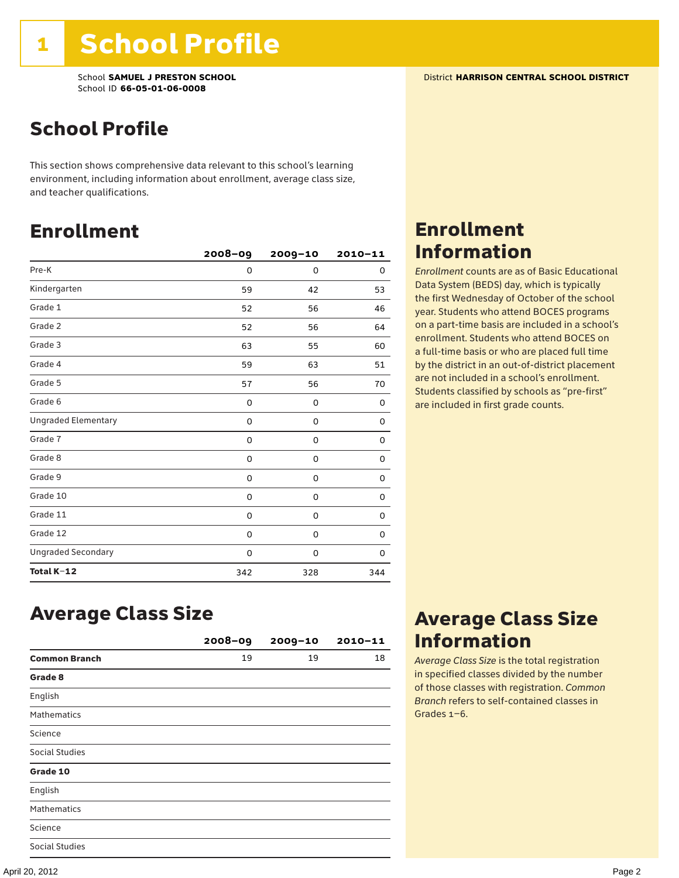# 1 School Profile

School **SAMUEL J PRESTON SCHOOL**
School ID **66-05-01-06-0008**

District **HARRISON CENTRAL SCHOOL DISTRICT**

## School Profile

This section shows comprehensive data relevant to this school's learning environment, including information about enrollment, average class size, and teacher qualifications.

## Enrollment

| | 2008–09 | 2009–10 | 2010–11 |
|---|---|---|---|
| Pre-K | 0 | 0 | 0 |
| Kindergarten | 59 | 42 | 53 |
| Grade 1 | 52 | 56 | 46 |
| Grade 2 | 52 | 56 | 64 |
| Grade 3 | 63 | 55 | 60 |
| Grade 4 | 59 | 63 | 51 |
| Grade 5 | 57 | 56 | 70 |
| Grade 6 | 0 | 0 | 0 |
| Ungraded Elementary | 0 | 0 | 0 |
| Grade 7 | 0 | 0 | 0 |
| Grade 8 | 0 | 0 | 0 |
| Grade 9 | 0 | 0 | 0 |
| Grade 10 | 0 | 0 | 0 |
| Grade 11 | 0 | 0 | 0 |
| Grade 12 | 0 | 0 | 0 |
| Ungraded Secondary | 0 | 0 | 0 |
| **Total K–12** | 342 | 328 | 344 |

## Enrollment Information

*Enrollment* counts are as of Basic Educational Data System (BEDS) day, which is typically the first Wednesday of October of the school year. Students who attend BOCES programs on a part-time basis are included in a school's enrollment. Students who attend BOCES on a full-time basis or who are placed full time by the district in an out-of-district placement are not included in a school's enrollment. Students classified by schools as "pre-first" are included in first grade counts.

## Average Class Size

| | 2008–09 | 2009–10 | 2010–11 |
|---|---|---|---|
| **Common Branch** | 19 | 19 | 18 |
| **Grade 8** | | | |
| English | | | |
| Mathematics | | | |
| Science | | | |
| Social Studies | | | |
| **Grade 10** | | | |
| English | | | |
| Mathematics | | | |
| Science | | | |
| Social Studies | | | |

## Average Class Size Information

*Average Class Size* is the total registration in specified classes divided by the number of those classes with registration. *Common Branch* refers to self-contained classes in Grades 1–6.

April 20, 2012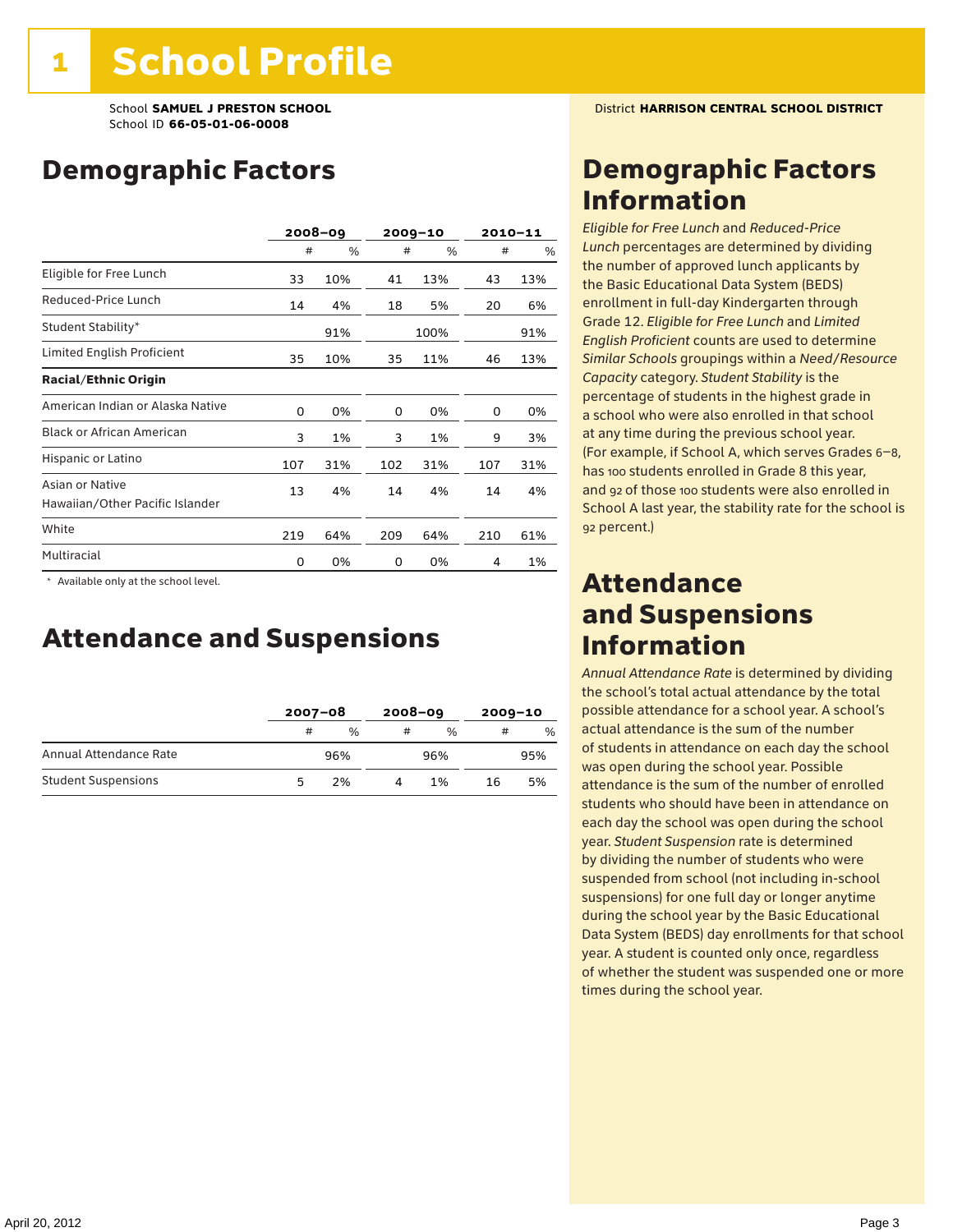# 1 School Profile

School **SAMUEL J PRESTON SCHOOL**
School ID **66-05-01-06-0008**

District **HARRISON CENTRAL SCHOOL DISTRICT**

## Demographic Factors

| | 2008–09 | | 2009–10 | | 2010–11 | |
|---|---|---|---|---|---|---|
| | # | % | # | % | # | % |
| Eligible for Free Lunch | 33 | 10% | 41 | 13% | 43 | 13% |
| Reduced-Price Lunch | 14 | 4% | 18 | 5% | 20 | 6% |
| Student Stability* | | 91% | | 100% | | 91% |
| Limited English Proficient | 35 | 10% | 35 | 11% | 46 | 13% |
| **Racial/Ethnic Origin** | | | | | | |
| American Indian or Alaska Native | 0 | 0% | 0 | 0% | 0 | 0% |
| Black or African American | 3 | 1% | 3 | 1% | 9 | 3% |
| Hispanic or Latino | 107 | 31% | 102 | 31% | 107 | 31% |
| Asian or Native Hawaiian/Other Pacific Islander | 13 | 4% | 14 | 4% | 14 | 4% |
| White | 219 | 64% | 209 | 64% | 210 | 61% |
| Multiracial | 0 | 0% | 0 | 0% | 4 | 1% |

\* Available only at the school level.

## Attendance and Suspensions

| | 2007–08 | | 2008–09 | | 2009–10 | |
|---|---|---|---|---|---|---|
| | # | % | # | % | # | % |
| Annual Attendance Rate | | 96% | | 96% | | 95% |
| Student Suspensions | 5 | 2% | 4 | 1% | 16 | 5% |

## Demographic Factors Information

*Eligible for Free Lunch* and *Reduced-Price Lunch* percentages are determined by dividing the number of approved lunch applicants by the Basic Educational Data System (BEDS) enrollment in full-day Kindergarten through Grade 12. *Eligible for Free Lunch* and *Limited English Proficient* counts are used to determine *Similar Schools* groupings within a *Need/Resource Capacity* category. *Student Stability* is the percentage of students in the highest grade in a school who were also enrolled in that school at any time during the previous school year. (For example, if School A, which serves Grades 6–8, has 100 students enrolled in Grade 8 this year, and 92 of those 100 students were also enrolled in School A last year, the stability rate for the school is 92 percent.)

## Attendance and Suspensions Information

*Annual Attendance Rate* is determined by dividing the school's total actual attendance by the total possible attendance for a school year. A school's actual attendance is the sum of the number of students in attendance on each day the school was open during the school year. Possible attendance is the sum of the number of enrolled students who should have been in attendance on each day the school was open during the school year. *Student Suspension* rate is determined by dividing the number of students who were suspended from school (not including in-school suspensions) for one full day or longer anytime during the school year by the Basic Educational Data System (BEDS) day enrollments for that school year. A student is counted only once, regardless of whether the student was suspended one or more times during the school year.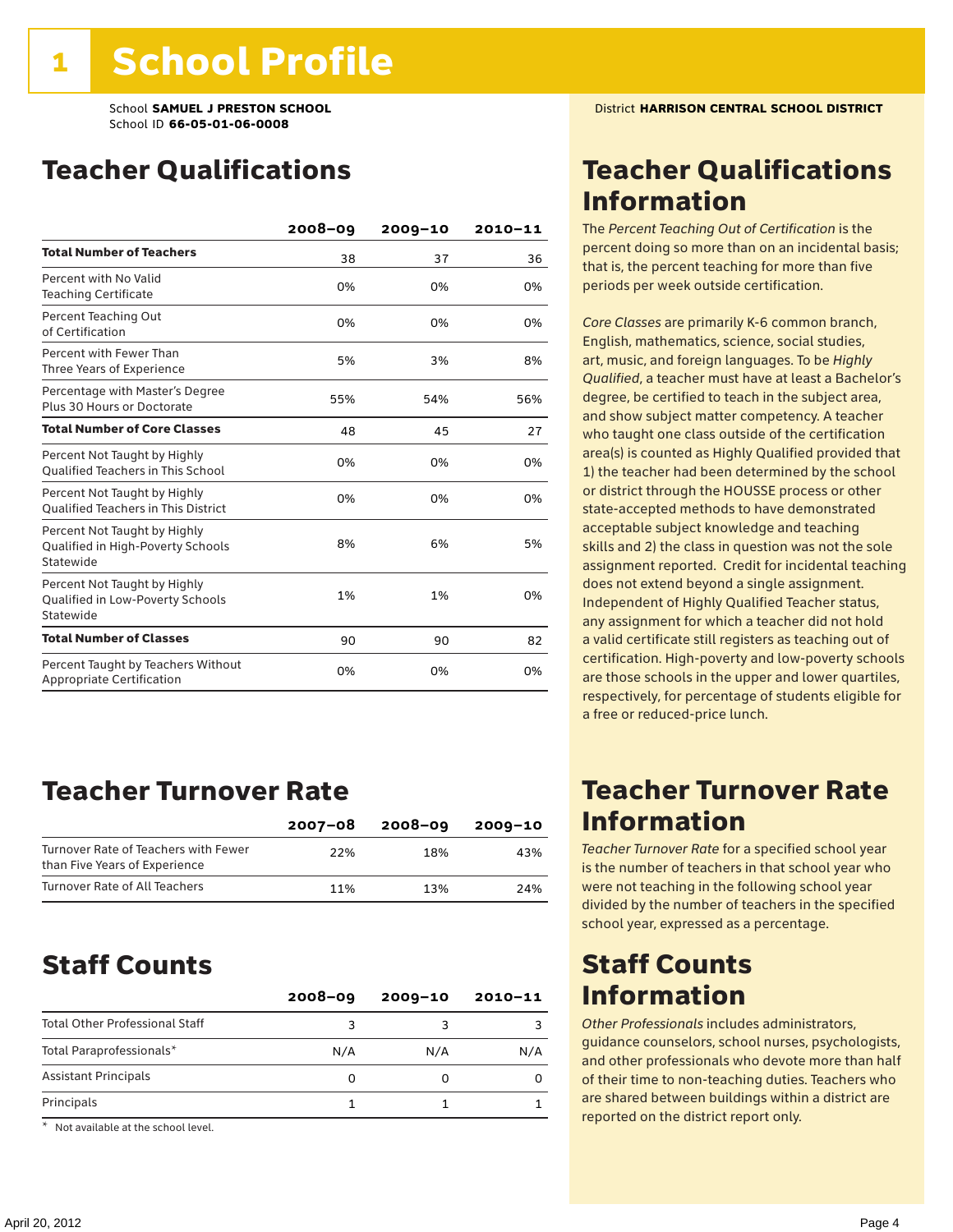# 1 School Profile

School **SAMUEL J PRESTON SCHOOL**
School ID **66-05-01-06-0008**

District **HARRISON CENTRAL SCHOOL DISTRICT**

## Teacher Qualifications

| | 2008–09 | 2009–10 | 2010–11 |
|---|---|---|---|
| **Total Number of Teachers** | 38 | 37 | 36 |
| Percent with No Valid Teaching Certificate | 0% | 0% | 0% |
| Percent Teaching Out of Certification | 0% | 0% | 0% |
| Percent with Fewer Than Three Years of Experience | 5% | 3% | 8% |
| Percentage with Master's Degree Plus 30 Hours or Doctorate | 55% | 54% | 56% |
| **Total Number of Core Classes** | 48 | 45 | 27 |
| Percent Not Taught by Highly Qualified Teachers in This School | 0% | 0% | 0% |
| Percent Not Taught by Highly Qualified Teachers in This District | 0% | 0% | 0% |
| Percent Not Taught by Highly Qualified in High-Poverty Schools Statewide | 8% | 6% | 5% |
| Percent Not Taught by Highly Qualified in Low-Poverty Schools Statewide | 1% | 1% | 0% |
| **Total Number of Classes** | 90 | 90 | 82 |
| Percent Taught by Teachers Without Appropriate Certification | 0% | 0% | 0% |

## Teacher Qualifications Information

The *Percent Teaching Out of Certification* is the percent doing so more than on an incidental basis; that is, the percent teaching for more than five periods per week outside certification.

*Core Classes* are primarily K-6 common branch, English, mathematics, science, social studies, art, music, and foreign languages. To be *Highly Qualified*, a teacher must have at least a Bachelor's degree, be certified to teach in the subject area, and show subject matter competency. A teacher who taught one class outside of the certification area(s) is counted as Highly Qualified provided that 1) the teacher had been determined by the school or district through the HOUSSE process or other state-accepted methods to have demonstrated acceptable subject knowledge and teaching skills and 2) the class in question was not the sole assignment reported. Credit for incidental teaching does not extend beyond a single assignment. Independent of Highly Qualified Teacher status, any assignment for which a teacher did not hold a valid certificate still registers as teaching out of certification. High-poverty and low-poverty schools are those schools in the upper and lower quartiles, respectively, for percentage of students eligible for a free or reduced-price lunch.

## Teacher Turnover Rate

| | 2007–08 | 2008–09 | 2009–10 |
|---|---|---|---|
| Turnover Rate of Teachers with Fewer than Five Years of Experience | 22% | 18% | 43% |
| Turnover Rate of All Teachers | 11% | 13% | 24% |

## Teacher Turnover Rate Information

*Teacher Turnover Rate* for a specified school year is the number of teachers in that school year who were not teaching in the following school year divided by the number of teachers in the specified school year, expressed as a percentage.

## Staff Counts

| | 2008–09 | 2009–10 | 2010–11 |
|---|---|---|---|
| Total Other Professional Staff | 3 | 3 | 3 |
| Total Paraprofessionals* | N/A | N/A | N/A |
| Assistant Principals | 0 | 0 | 0 |
| Principals | 1 | 1 | 1 |

\* Not available at the school level.

## Staff Counts Information

*Other Professionals* includes administrators, guidance counselors, school nurses, psychologists, and other professionals who devote more than half of their time to non-teaching duties. Teachers who are shared between buildings within a district are reported on the district report only.

April 20, 2012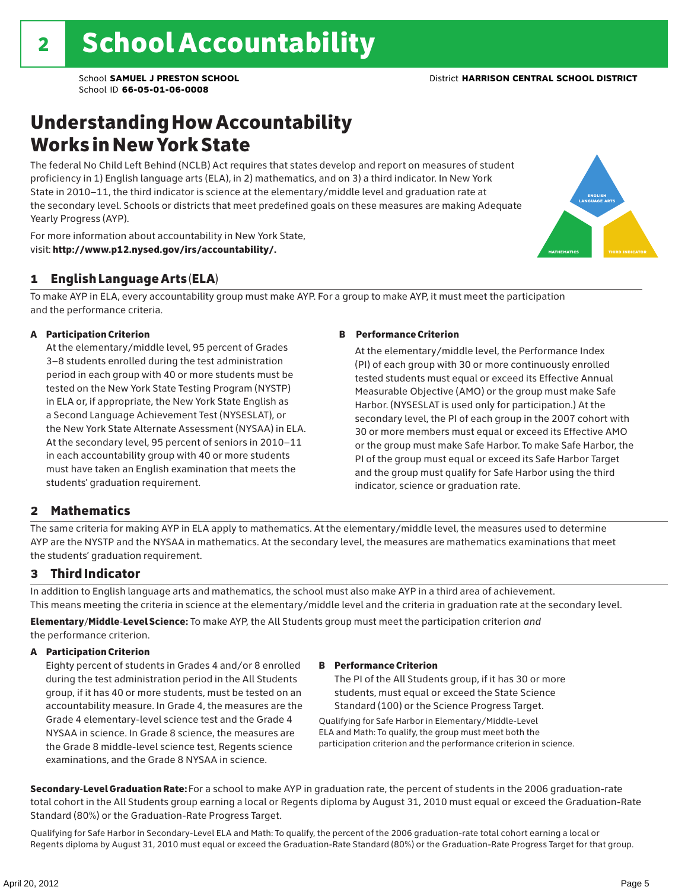# 2 School Accountability

School **SAMUEL J PRESTON SCHOOL** District **HARRISON CENTRAL SCHOOL DISTRICT**
School ID **66-05-01-06-0008**

## Understanding How Accountability Works in New York State

The federal No Child Left Behind (NCLB) Act requires that states develop and report on measures of student proficiency in 1) English language arts (ELA), in 2) mathematics, and on 3) a third indicator. In New York State in 2010–11, the third indicator is science at the elementary/middle level and graduation rate at the secondary level. Schools or districts that meet predefined goals on these measures are making Adequate Yearly Progress (AYP).

For more information about accountability in New York State, visit: **http://www.p12.nysed.gov/irs/accountability/.**

ENGLISH LANGUAGE ARTS

MATHEMATICS

THIRD INDICATOR

### 1 English Language Arts (ELA)

To make AYP in ELA, every accountability group must make AYP. For a group to make AYP, it must meet the participation and the performance criteria.

**A Participation Criterion**

At the elementary/middle level, 95 percent of Grades 3–8 students enrolled during the test administration period in each group with 40 or more students must be tested on the New York State Testing Program (NYSTP) in ELA or, if appropriate, the New York State English as a Second Language Achievement Test (NYSESLAT), or the New York State Alternate Assessment (NYSAA) in ELA. At the secondary level, 95 percent of seniors in 2010–11 in each accountability group with 40 or more students must have taken an English examination that meets the students' graduation requirement.

**B Performance Criterion**

At the elementary/middle level, the Performance Index (PI) of each group with 30 or more continuously enrolled tested students must equal or exceed its Effective Annual Measurable Objective (AMO) or the group must make Safe Harbor. (NYSESLAT is used only for participation.) At the secondary level, the PI of each group in the 2007 cohort with 30 or more members must equal or exceed its Effective AMO or the group must make Safe Harbor. To make Safe Harbor, the PI of the group must equal or exceed its Safe Harbor Target and the group must qualify for Safe Harbor using the third indicator, science or graduation rate.

### 2 Mathematics

The same criteria for making AYP in ELA apply to mathematics. At the elementary/middle level, the measures used to determine AYP are the NYSTP and the NYSAA in mathematics. At the secondary level, the measures are mathematics examinations that meet the students' graduation requirement.

### 3 Third Indicator

In addition to English language arts and mathematics, the school must also make AYP in a third area of achievement. This means meeting the criteria in science at the elementary/middle level and the criteria in graduation rate at the secondary level.

**Elementary/Middle-Level Science:** To make AYP, the All Students group must meet the participation criterion *and* the performance criterion.

**A Participation Criterion**

Eighty percent of students in Grades 4 and/or 8 enrolled during the test administration period in the All Students group, if it has 40 or more students, must be tested on an accountability measure. In Grade 4, the measures are the Grade 4 elementary-level science test and the Grade 4 NYSAA in science. In Grade 8 science, the measures are the Grade 8 middle-level science test, Regents science examinations, and the Grade 8 NYSAA in science.

**B Performance Criterion**

The PI of the All Students group, if it has 30 or more students, must equal or exceed the State Science Standard (100) or the Science Progress Target.

Qualifying for Safe Harbor in Elementary/Middle-Level ELA and Math: To qualify, the group must meet both the participation criterion and the performance criterion in science.

**Secondary-Level Graduation Rate:** For a school to make AYP in graduation rate, the percent of students in the 2006 graduation-rate total cohort in the All Students group earning a local or Regents diploma by August 31, 2010 must equal or exceed the Graduation-Rate Standard (80%) or the Graduation-Rate Progress Target.

Qualifying for Safe Harbor in Secondary-Level ELA and Math: To qualify, the percent of the 2006 graduation-rate total cohort earning a local or Regents diploma by August 31, 2010 must equal or exceed the Graduation-Rate Standard (80%) or the Graduation-Rate Progress Target for that group.

April 20, 2012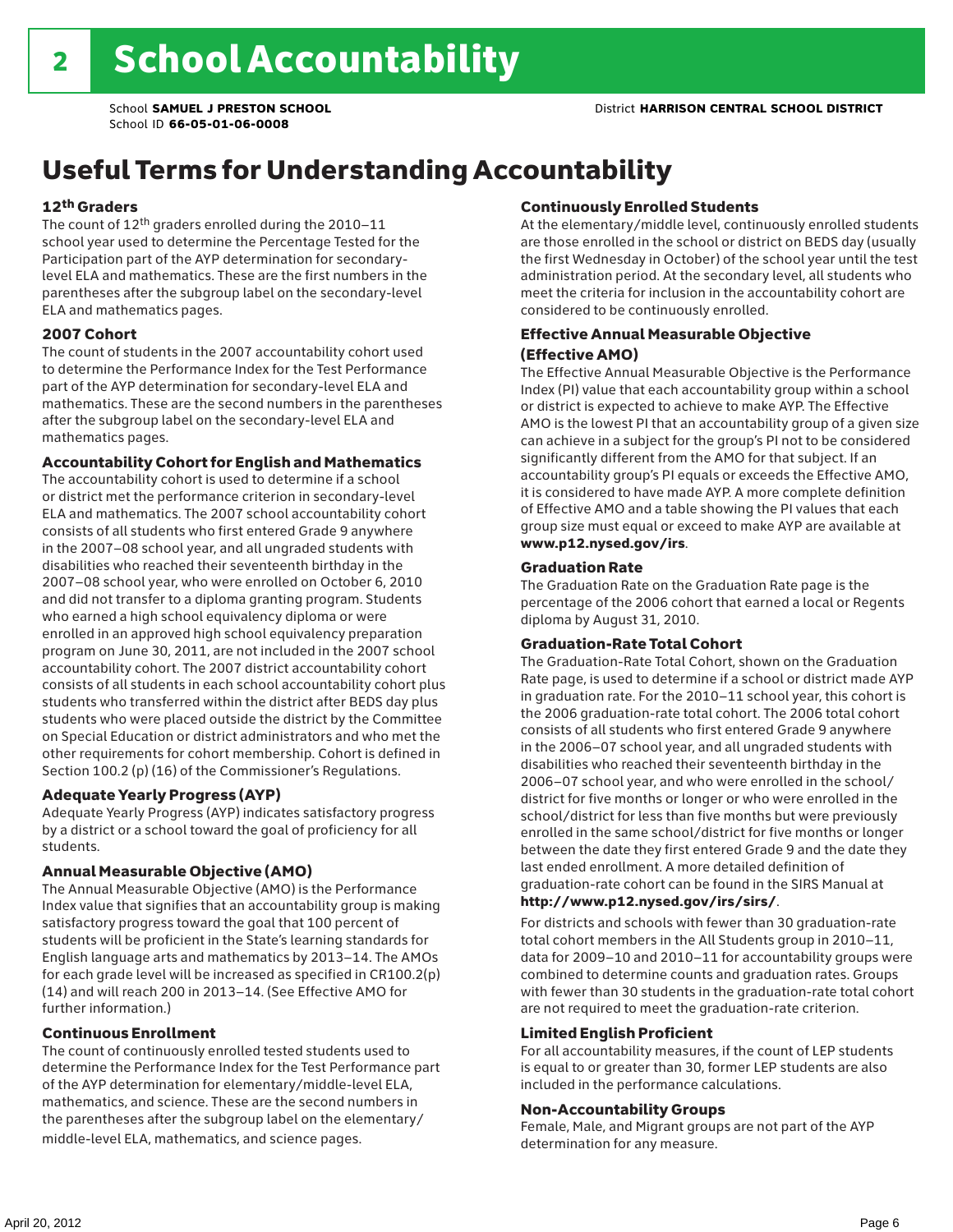# 2 School Accountability

School **SAMUEL J PRESTON SCHOOL**
School ID **66-05-01-06-0008**

District **HARRISON CENTRAL SCHOOL DISTRICT**

## Useful Terms for Understanding Accountability

### 12th Graders

The count of 12th graders enrolled during the 2010–11 school year used to determine the Percentage Tested for the Participation part of the AYP determination for secondary-level ELA and mathematics. These are the first numbers in the parentheses after the subgroup label on the secondary-level ELA and mathematics pages.

### 2007 Cohort

The count of students in the 2007 accountability cohort used to determine the Performance Index for the Test Performance part of the AYP determination for secondary-level ELA and mathematics. These are the second numbers in the parentheses after the subgroup label on the secondary-level ELA and mathematics pages.

### Accountability Cohort for English and Mathematics

The accountability cohort is used to determine if a school or district met the performance criterion in secondary-level ELA and mathematics. The 2007 school accountability cohort consists of all students who first entered Grade 9 anywhere in the 2007–08 school year, and all ungraded students with disabilities who reached their seventeenth birthday in the 2007–08 school year, who were enrolled on October 6, 2010 and did not transfer to a diploma granting program. Students who earned a high school equivalency diploma or were enrolled in an approved high school equivalency preparation program on June 30, 2011, are not included in the 2007 school accountability cohort. The 2007 district accountability cohort consists of all students in each school accountability cohort plus students who transferred within the district after BEDS day plus students who were placed outside the district by the Committee on Special Education or district administrators and who met the other requirements for cohort membership. Cohort is defined in Section 100.2 (p) (16) of the Commissioner's Regulations.

### Adequate Yearly Progress (AYP)

Adequate Yearly Progress (AYP) indicates satisfactory progress by a district or a school toward the goal of proficiency for all students.

### Annual Measurable Objective (AMO)

The Annual Measurable Objective (AMO) is the Performance Index value that signifies that an accountability group is making satisfactory progress toward the goal that 100 percent of students will be proficient in the State's learning standards for English language arts and mathematics by 2013–14. The AMOs for each grade level will be increased as specified in CR100.2(p)(14) and will reach 200 in 2013–14. (See Effective AMO for further information.)

### Continuous Enrollment

The count of continuously enrolled tested students used to determine the Performance Index for the Test Performance part of the AYP determination for elementary/middle-level ELA, mathematics, and science. These are the second numbers in the parentheses after the subgroup label on the elementary/middle-level ELA, mathematics, and science pages.

### Continuously Enrolled Students

At the elementary/middle level, continuously enrolled students are those enrolled in the school or district on BEDS day (usually the first Wednesday in October) of the school year until the test administration period. At the secondary level, all students who meet the criteria for inclusion in the accountability cohort are considered to be continuously enrolled.

### Effective Annual Measurable Objective (Effective AMO)

The Effective Annual Measurable Objective is the Performance Index (PI) value that each accountability group within a school or district is expected to achieve to make AYP. The Effective AMO is the lowest PI that an accountability group of a given size can achieve in a subject for the group's PI not to be considered significantly different from the AMO for that subject. If an accountability group's PI equals or exceeds the Effective AMO, it is considered to have made AYP. A more complete definition of Effective AMO and a table showing the PI values that each group size must equal or exceed to make AYP are available at **www.p12.nysed.gov/irs**.

### Graduation Rate

The Graduation Rate on the Graduation Rate page is the percentage of the 2006 cohort that earned a local or Regents diploma by August 31, 2010.

### Graduation-Rate Total Cohort

The Graduation-Rate Total Cohort, shown on the Graduation Rate page, is used to determine if a school or district made AYP in graduation rate. For the 2010–11 school year, this cohort is the 2006 graduation-rate total cohort. The 2006 total cohort consists of all students who first entered Grade 9 anywhere in the 2006–07 school year, and all ungraded students with disabilities who reached their seventeenth birthday in the 2006–07 school year, and who were enrolled in the school/district for five months or longer or who were enrolled in the school/district for less than five months but were previously enrolled in the same school/district for five months or longer between the date they first entered Grade 9 and the date they last ended enrollment. A more detailed definition of graduation-rate cohort can be found in the SIRS Manual at **http://www.p12.nysed.gov/irs/sirs/**.

For districts and schools with fewer than 30 graduation-rate total cohort members in the All Students group in 2010–11, data for 2009–10 and 2010–11 for accountability groups were combined to determine counts and graduation rates. Groups with fewer than 30 students in the graduation-rate total cohort are not required to meet the graduation-rate criterion.

### Limited English Proficient

For all accountability measures, if the count of LEP students is equal to or greater than 30, former LEP students are also included in the performance calculations.

### Non-Accountability Groups

Female, Male, and Migrant groups are not part of the AYP determination for any measure.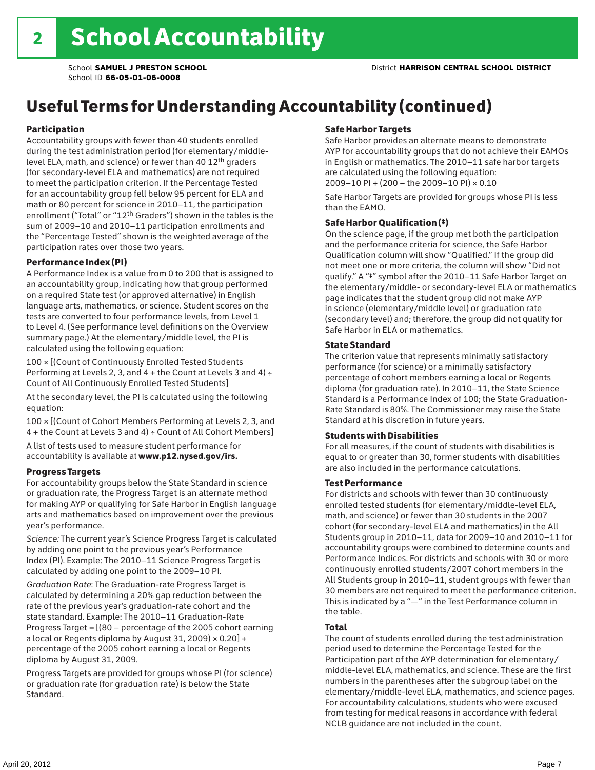# 2 School Accountability

School **SAMUEL J PRESTON SCHOOL**
School ID **66-05-01-06-0008**

District **HARRISON CENTRAL SCHOOL DISTRICT**

## Useful Terms for Understanding Accountability (continued)

### Participation

Accountability groups with fewer than 40 students enrolled during the test administration period (for elementary/middle-level ELA, math, and science) or fewer than 40 12th graders (for secondary-level ELA and mathematics) are not required to meet the participation criterion. If the Percentage Tested for an accountability group fell below 95 percent for ELA and math or 80 percent for science in 2010–11, the participation enrollment ("Total" or "12th Graders") shown in the tables is the sum of 2009–10 and 2010–11 participation enrollments and the "Percentage Tested" shown is the weighted average of the participation rates over those two years.

### Performance Index (PI)

A Performance Index is a value from 0 to 200 that is assigned to an accountability group, indicating how that group performed on a required State test (or approved alternative) in English language arts, mathematics, or science. Student scores on the tests are converted to four performance levels, from Level 1 to Level 4. (See performance level definitions on the Overview summary page.) At the elementary/middle level, the PI is calculated using the following equation:

100 × [(Count of Continuously Enrolled Tested Students Performing at Levels 2, 3, and 4 + the Count at Levels 3 and 4) ÷ Count of All Continuously Enrolled Tested Students]

At the secondary level, the PI is calculated using the following equation:

100 × [(Count of Cohort Members Performing at Levels 2, 3, and 4 + the Count at Levels 3 and 4) ÷ Count of All Cohort Members]

A list of tests used to measure student performance for accountability is available at **www.p12.nysed.gov/irs.**

### Progress Targets

For accountability groups below the State Standard in science or graduation rate, the Progress Target is an alternate method for making AYP or qualifying for Safe Harbor in English language arts and mathematics based on improvement over the previous year's performance.

*Science:* The current year's Science Progress Target is calculated by adding one point to the previous year's Performance Index (PI). Example: The 2010–11 Science Progress Target is calculated by adding one point to the 2009–10 PI.

*Graduation Rate*: The Graduation-rate Progress Target is calculated by determining a 20% gap reduction between the rate of the previous year's graduation-rate cohort and the state standard. Example: The 2010–11 Graduation-Rate Progress Target = [(80 – percentage of the 2005 cohort earning a local or Regents diploma by August 31, 2009) × 0.20] + percentage of the 2005 cohort earning a local or Regents diploma by August 31, 2009.

Progress Targets are provided for groups whose PI (for science) or graduation rate (for graduation rate) is below the State Standard.

### Safe Harbor Targets

Safe Harbor provides an alternate means to demonstrate AYP for accountability groups that do not achieve their EAMOs in English or mathematics. The 2010–11 safe harbor targets are calculated using the following equation:
2009–10 PI + (200 – the 2009–10 PI) × 0.10

Safe Harbor Targets are provided for groups whose PI is less than the EAMO.

### Safe Harbor Qualification (‡)

On the science page, if the group met both the participation and the performance criteria for science, the Safe Harbor Qualification column will show "Qualified." If the group did not meet one or more criteria, the column will show "Did not qualify." A "‡" symbol after the 2010–11 Safe Harbor Target on the elementary/middle- or secondary-level ELA or mathematics page indicates that the student group did not make AYP in science (elementary/middle level) or graduation rate (secondary level) and; therefore, the group did not qualify for Safe Harbor in ELA or mathematics.

### State Standard

The criterion value that represents minimally satisfactory performance (for science) or a minimally satisfactory percentage of cohort members earning a local or Regents diploma (for graduation rate). In 2010–11, the State Science Standard is a Performance Index of 100; the State Graduation-Rate Standard is 80%. The Commissioner may raise the State Standard at his discretion in future years.

### Students with Disabilities

For all measures, if the count of students with disabilities is equal to or greater than 30, former students with disabilities are also included in the performance calculations.

### Test Performance

For districts and schools with fewer than 30 continuously enrolled tested students (for elementary/middle-level ELA, math, and science) or fewer than 30 students in the 2007 cohort (for secondary-level ELA and mathematics) in the All Students group in 2010–11, data for 2009–10 and 2010–11 for accountability groups were combined to determine counts and Performance Indices. For districts and schools with 30 or more continuously enrolled students/2007 cohort members in the All Students group in 2010–11, student groups with fewer than 30 members are not required to meet the performance criterion. This is indicated by a "—" in the Test Performance column in the table.

### Total

The count of students enrolled during the test administration period used to determine the Percentage Tested for the Participation part of the AYP determination for elementary/middle-level ELA, mathematics, and science. These are the first numbers in the parentheses after the subgroup label on the elementary/middle-level ELA, mathematics, and science pages. For accountability calculations, students who were excused from testing for medical reasons in accordance with federal NCLB guidance are not included in the count.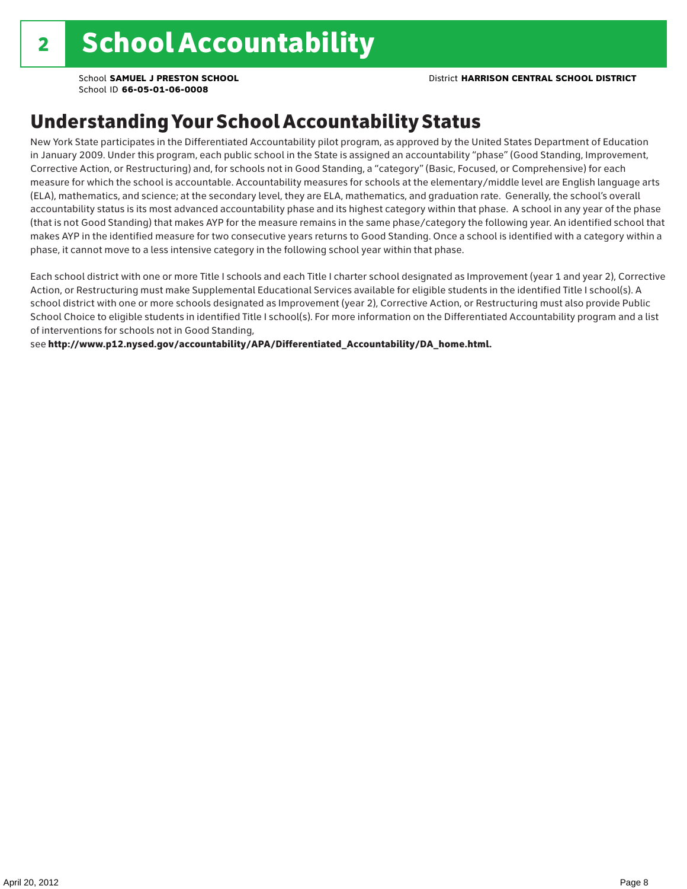# 2 School Accountability

School **SAMUEL J PRESTON SCHOOL**
School ID **66-05-01-06-0008**

District **HARRISON CENTRAL SCHOOL DISTRICT**

## Understanding Your School Accountability Status

New York State participates in the Differentiated Accountability pilot program, as approved by the United States Department of Education in January 2009. Under this program, each public school in the State is assigned an accountability "phase" (Good Standing, Improvement, Corrective Action, or Restructuring) and, for schools not in Good Standing, a "category" (Basic, Focused, or Comprehensive) for each measure for which the school is accountable. Accountability measures for schools at the elementary/middle level are English language arts (ELA), mathematics, and science; at the secondary level, they are ELA, mathematics, and graduation rate. Generally, the school's overall accountability status is its most advanced accountability phase and its highest category within that phase. A school in any year of the phase (that is not Good Standing) that makes AYP for the measure remains in the same phase/category the following year. An identified school that makes AYP in the identified measure for two consecutive years returns to Good Standing. Once a school is identified with a category within a phase, it cannot move to a less intensive category in the following school year within that phase.

Each school district with one or more Title I schools and each Title I charter school designated as Improvement (year 1 and year 2), Corrective Action, or Restructuring must make Supplemental Educational Services available for eligible students in the identified Title I school(s). A school district with one or more schools designated as Improvement (year 2), Corrective Action, or Restructuring must also provide Public School Choice to eligible students in identified Title I school(s). For more information on the Differentiated Accountability program and a list of interventions for schools not in Good Standing,
see **http://www.p12.nysed.gov/accountability/APA/Differentiated_Accountability/DA_home.html.**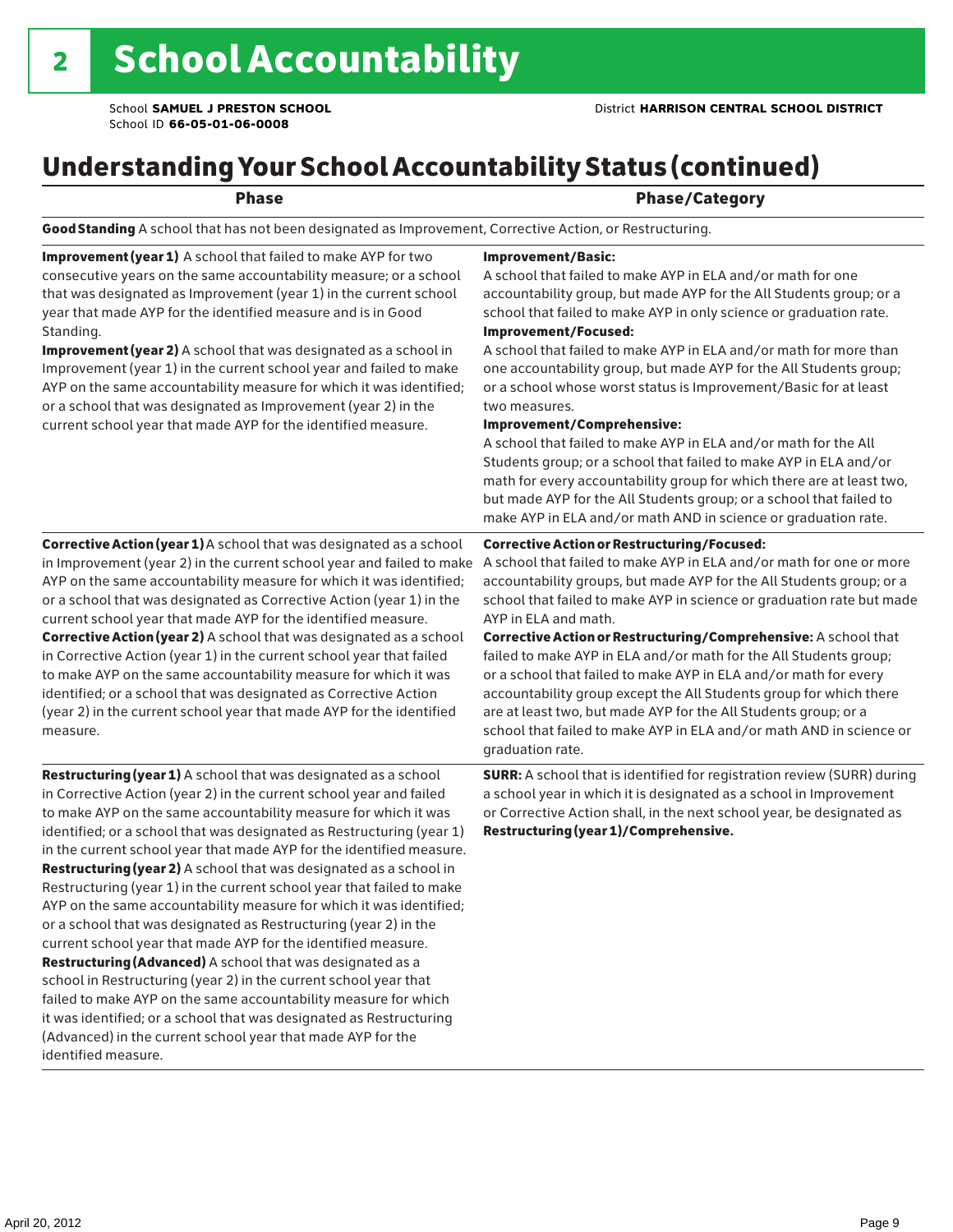# 2 School Accountability

School **SAMUEL J PRESTON SCHOOL**
School ID **66-05-01-06-0008**

District **HARRISON CENTRAL SCHOOL DISTRICT**

## Understanding Your School Accountability Status (continued)

| Phase | Phase/Category |
|---|---|
| **Good Standing** A school that has not been designated as Improvement, Corrective Action, or Restructuring. | |
| **Improvement (year 1)** A school that failed to make AYP for two consecutive years on the same accountability measure; or a school that was designated as Improvement (year 1) in the current school year that made AYP for the identified measure and is in Good Standing.<br>**Improvement (year 2)** A school that was designated as a school in Improvement (year 1) in the current school year and failed to make AYP on the same accountability measure for which it was identified; or a school that was designated as Improvement (year 2) in the current school year that made AYP for the identified measure. | **Improvement/Basic:**<br>A school that failed to make AYP in ELA and/or math for one accountability group, but made AYP for the All Students group; or a school that failed to make AYP in only science or graduation rate.<br>**Improvement/Focused:**<br>A school that failed to make AYP in ELA and/or math for more than one accountability group, but made AYP for the All Students group; or a school whose worst status is Improvement/Basic for at least two measures.<br>**Improvement/Comprehensive:**<br>A school that failed to make AYP in ELA and/or math for the All Students group; or a school that failed to make AYP in ELA and/or math for every accountability group for which there are at least two, but made AYP for the All Students group; or a school that failed to make AYP in ELA and/or math AND in science or graduation rate. |
| **Corrective Action (year 1)** A school that was designated as a school in Improvement (year 2) in the current school year and failed to make AYP on the same accountability measure for which it was identified; or a school that was designated as Corrective Action (year 1) in the current school year that made AYP for the identified measure.<br>**Corrective Action (year 2)** A school that was designated as a school in Corrective Action (year 1) in the current school year that failed to make AYP on the same accountability measure for which it was identified; or a school that was designated as Corrective Action (year 2) in the current school year that made AYP for the identified measure. | **Corrective Action or Restructuring/Focused:**<br>A school that failed to make AYP in ELA and/or math for one or more accountability groups, but made AYP for the All Students group; or a school that failed to make AYP in science or graduation rate but made AYP in ELA and math.<br>**Corrective Action or Restructuring/Comprehensive:** A school that failed to make AYP in ELA and/or math for the All Students group; or a school that failed to make AYP in ELA and/or math for every accountability group except the All Students group for which there are at least two, but made AYP for the All Students group; or a school that failed to make AYP in ELA and/or math AND in science or graduation rate. |
| **Restructuring (year 1)** A school that was designated as a school in Corrective Action (year 2) in the current school year and failed to make AYP on the same accountability measure for which it was identified; or a school that was designated as Restructuring (year 1) in the current school year that made AYP for the identified measure.<br>**Restructuring (year 2)** A school that was designated as a school in Restructuring (year 1) in the current school year that failed to make AYP on the same accountability measure for which it was identified; or a school that was designated as Restructuring (year 2) in the current school year that made AYP for the identified measure.<br>**Restructuring (Advanced)** A school that was designated as a school in Restructuring (year 2) in the current school year that failed to make AYP on the same accountability measure for which it was identified; or a school that was designated as Restructuring (Advanced) in the current school year that made AYP for the identified measure. | **SURR:** A school that is identified for registration review (SURR) during a school year in which it is designated as a school in Improvement or Corrective Action shall, in the next school year, be designated as **Restructuring (year 1)/Comprehensive.** |

April 20, 2012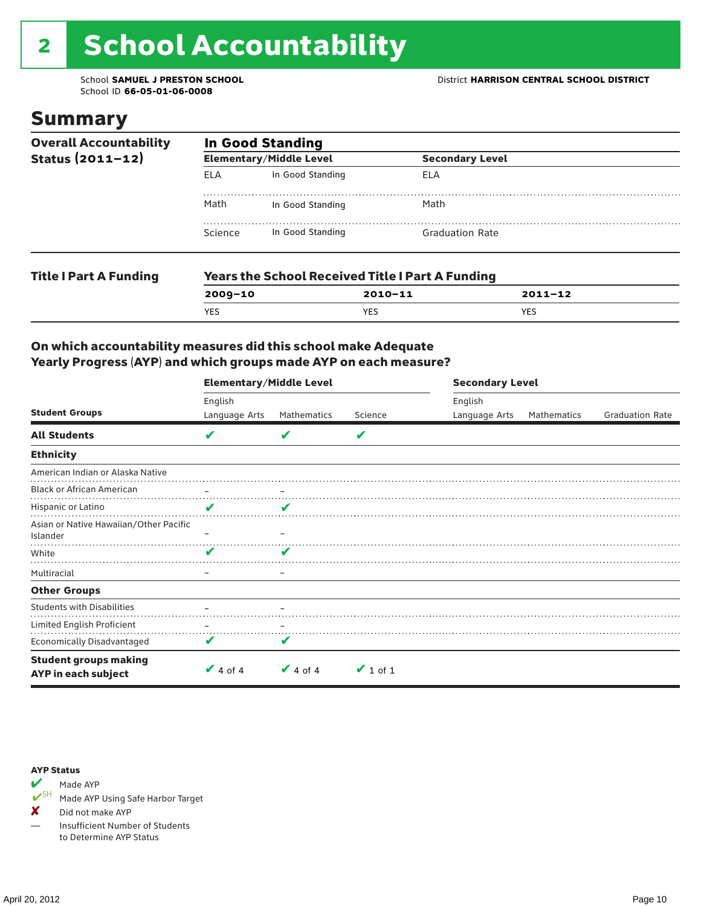# 2 School Accountability

School **SAMUEL J PRESTON SCHOOL**
School ID **66-05-01-06-0008**

District **HARRISON CENTRAL SCHOOL DISTRICT**

## Summary

**Overall Accountability Status (2011–12)**

**In Good Standing**

| Elementary/Middle Level | | Secondary Level | |
|---|---|---|---|
| ELA | In Good Standing | ELA | |
| Math | In Good Standing | Math | |
| Science | In Good Standing | Graduation Rate | |

**Title I Part A Funding**

**Years the School Received Title I Part A Funding**

| 2009–10 | 2010–11 | 2011–12 |
|---|---|---|
| YES | YES | YES |

### On which accountability measures did this school make Adequate Yearly Progress (AYP) and which groups made AYP on each measure?

| | Elementary/Middle Level | | | Secondary Level | | |
|---|---|---|---|---|---|---|
| **Student Groups** | English Language Arts | Mathematics | Science | English Language Arts | Mathematics | Graduation Rate |
| **All Students** | ✔ | ✔ | ✔ | | | |
| **Ethnicity** | | | | | | |
| American Indian or Alaska Native | | | | | | |
| Black or African American | – | – | | | | |
| Hispanic or Latino | ✔ | ✔ | | | | |
| Asian or Native Hawaiian/Other Pacific Islander | – | – | | | | |
| White | ✔ | ✔ | | | | |
| Multiracial | – | – | | | | |
| **Other Groups** | | | | | | |
| Students with Disabilities | – | – | | | | |
| Limited English Proficient | – | – | | | | |
| Economically Disadvantaged | ✔ | ✔ | | | | |
| **Student groups making AYP in each subject** | ✔ 4 of 4 | ✔ 4 of 4 | ✔ 1 of 1 | | | |

**AYP Status**

- ✔ Made AYP
- ✔SH Made AYP Using Safe Harbor Target
- ✘ Did not make AYP
- — Insufficient Number of Students to Determine AYP Status

April 20, 2012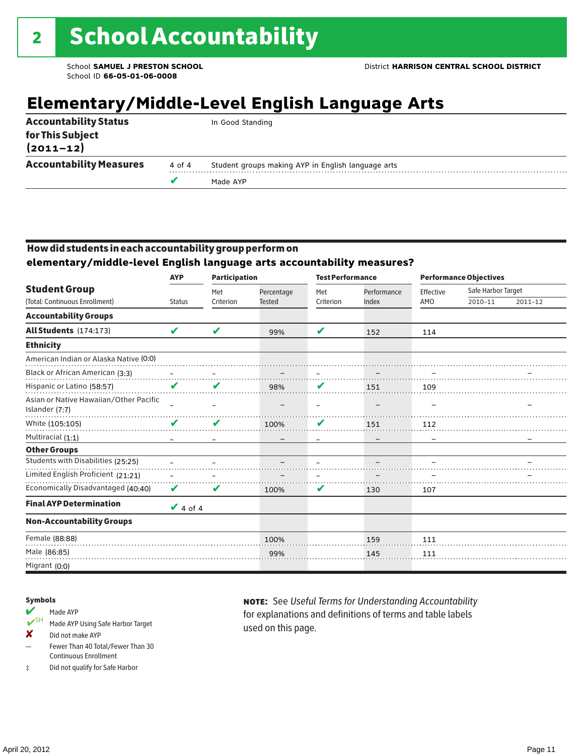# 2 School Accountability

School **SAMUEL J PRESTON SCHOOL**
School ID **66-05-01-06-0008**

District **HARRISON CENTRAL SCHOOL DISTRICT**

## Elementary/Middle-Level English Language Arts

| | | |
|---|---|---|
| **Accountability Status for This Subject (2011–12)** | | In Good Standing |
| **Accountability Measures** | 4 of 4 | Student groups making AYP in English language arts |
| | ✔ | Made AYP |

### How did students in each accountability group perform on elementary/middle-level English language arts accountability measures?

| Student Group | AYP | Participation | | Test Performance | | Performance Objectives | | |
|---|---|---|---|---|---|---|---|---|
| (Total: Continuous Enrollment) | Status | Met Criterion | Percentage Tested | Met Criterion | Performance Index | Effective AMO | Safe Harbor Target 2010–11 | Safe Harbor Target 2011–12 |
| **Accountability Groups** | | | | | | | | |
| **All Students** (174:173) | ✔ | ✔ | 99% | ✔ | 152 | 114 | | |
| **Ethnicity** | | | | | | | | |
| American Indian or Alaska Native (0:0) | | | | | | | | |
| Black or African American (3:3) | – | – | – | – | – | – | | – |
| Hispanic or Latino (58:57) | ✔ | ✔ | 98% | ✔ | 151 | 109 | | |
| Asian or Native Hawaiian/Other Pacific Islander (7:7) | – | – | – | – | – | – | | – |
| White (105:105) | ✔ | ✔ | 100% | ✔ | 151 | 112 | | |
| Multiracial (1:1) | – | – | – | – | – | – | | – |
| **Other Groups** | | | | | | | | |
| Students with Disabilities (25:25) | – | – | – | – | – | – | | – |
| Limited English Proficient (21:21) | – | – | – | – | – | – | | – |
| Economically Disadvantaged (40:40) | ✔ | ✔ | 100% | ✔ | 130 | 107 | | |
| **Final AYP Determination** | ✔ 4 of 4 | | | | | | | |
| **Non-Accountability Groups** | | | | | | | | |
| Female (88:88) | | | 100% | | 159 | 111 | | |
| Male (86:85) | | | 99% | | 145 | 111 | | |
| Migrant (0:0) | | | | | | | | |

**Symbols**

- ✔ Made AYP
- ✔SH Made AYP Using Safe Harbor Target
- ✘ Did not make AYP
- – Fewer Than 40 Total/Fewer Than 30 Continuous Enrollment
- ‡ Did not qualify for Safe Harbor

**NOTE:** See *Useful Terms for Understanding Accountability* for explanations and definitions of terms and table labels used on this page.

April 20, 2012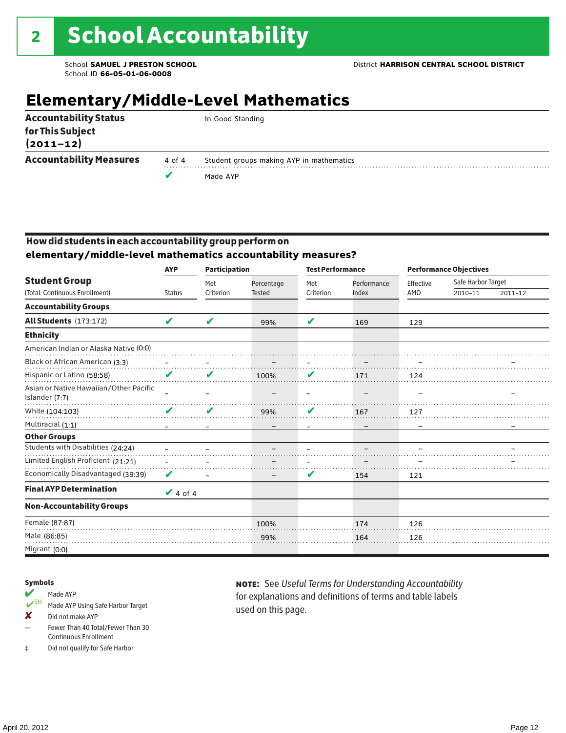# 2 School Accountability

School **SAMUEL J PRESTON SCHOOL**
School ID **66-05-01-06-0008**

District **HARRISON CENTRAL SCHOOL DISTRICT**

## Elementary/Middle-Level Mathematics

| | | |
|---|---|---|
| **Accountability Status for This Subject (2011–12)** | | In Good Standing |
| **Accountability Measures** | 4 of 4 | Student groups making AYP in mathematics |
| | ✔ | Made AYP |

### How did students in each accountability group perform on elementary/middle-level mathematics accountability measures?

| Student Group (Total: Continuous Enrollment) | AYP Status | Participation: Met Criterion | Participation: Percentage Tested | Test Performance: Met Criterion | Test Performance: Performance Index | Performance Objectives: Effective AMO | Safe Harbor Target 2010–11 | Safe Harbor Target 2011–12 |
|---|---|---|---|---|---|---|---|---|
| **Accountability Groups** | | | | | | | | |
| **All Students** (173:172) | ✔ | ✔ | 99% | ✔ | 169 | 129 | | |
| **Ethnicity** | | | | | | | | |
| American Indian or Alaska Native (0:0) | | | | | | | | |
| Black or African American (3:3) | – | – | – | – | – | – | | – |
| Hispanic or Latino (58:58) | ✔ | ✔ | 100% | ✔ | 171 | 124 | | |
| Asian or Native Hawaiian/Other Pacific Islander (7:7) | – | – | – | – | – | – | | – |
| White (104:103) | ✔ | ✔ | 99% | ✔ | 167 | 127 | | |
| Multiracial (1:1) | – | – | – | – | – | – | | – |
| **Other Groups** | | | | | | | | |
| Students with Disabilities (24:24) | – | – | – | – | – | – | | – |
| Limited English Proficient (21:21) | – | – | – | – | – | – | | – |
| Economically Disadvantaged (39:39) | ✔ | – | – | ✔ | 154 | 121 | | |
| **Final AYP Determination** | ✔ 4 of 4 | | | | | | | |
| **Non-Accountability Groups** | | | | | | | | |
| Female (87:87) | | | 100% | | 174 | 126 | | |
| Male (86:85) | | | 99% | | 164 | 126 | | |
| Migrant (0:0) | | | | | | | | |

**Symbols**

- ✔ Made AYP
- ✔SH Made AYP Using Safe Harbor Target
- ✘ Did not make AYP
- – Fewer Than 40 Total/Fewer Than 30 Continuous Enrollment
- ‡ Did not qualify for Safe Harbor

**NOTE:** See *Useful Terms for Understanding Accountability* for explanations and definitions of terms and table labels used on this page.

April 20, 2012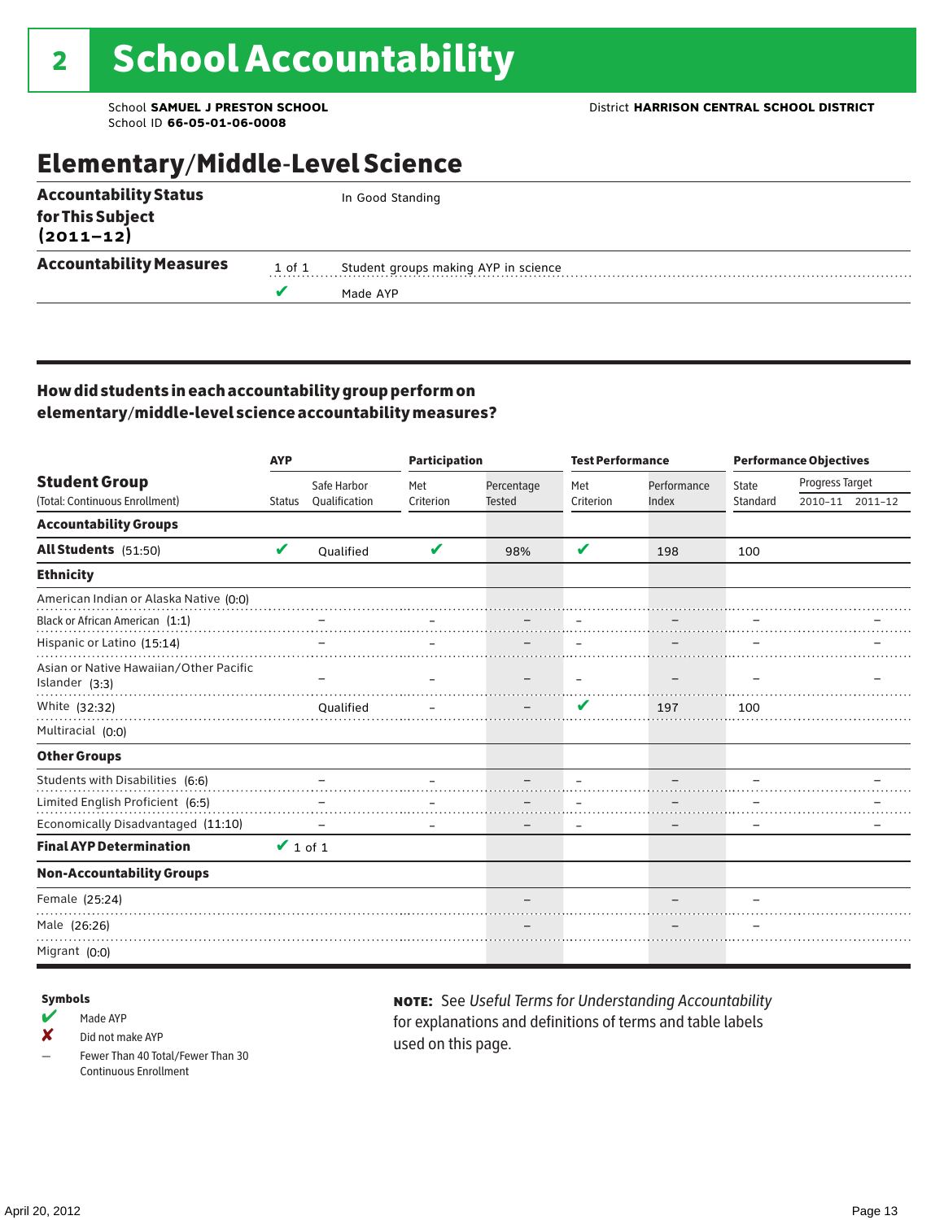# 2 School Accountability

School **SAMUEL J PRESTON SCHOOL**
School ID **66-05-01-06-0008**

District **HARRISON CENTRAL SCHOOL DISTRICT**

## Elementary/Middle-Level Science

| | | |
|---|---|---|
| **Accountability Status for This Subject (2011–12)** | | In Good Standing |
| **Accountability Measures** | 1 of 1 | Student groups making AYP in science |
| | ✔ | Made AYP |

### How did students in each accountability group perform on elementary/middle-level science accountability measures?

| Student Group (Total: Continuous Enrollment) | AYP Status | AYP Safe Harbor Qualification | Participation Met Criterion | Participation Percentage Tested | Test Performance Met Criterion | Test Performance Performance Index | Performance Objectives State Standard | Progress Target 2010–11 | Progress Target 2011–12 |
|---|---|---|---|---|---|---|---|---|---|
| **Accountability Groups** | | | | | | | | | |
| **All Students** (51:50) | ✔ | Qualified | ✔ | 98% | ✔ | 198 | 100 | | |
| **Ethnicity** | | | | | | | | | |
| American Indian or Alaska Native (0:0) | | | | | | | | | |
| Black or African American (1:1) | | – | – | – | – | – | – | | – |
| Hispanic or Latino (15:14) | | – | – | – | – | – | – | | – |
| Asian or Native Hawaiian/Other Pacific Islander (3:3) | | – | – | – | – | – | – | | – |
| White (32:32) | | Qualified | – | – | ✔ | 197 | 100 | | |
| Multiracial (0:0) | | | | | | | | | |
| **Other Groups** | | | | | | | | | |
| Students with Disabilities (6:6) | | – | – | – | – | – | – | | – |
| Limited English Proficient (6:5) | | – | – | – | – | – | – | | – |
| Economically Disadvantaged (11:10) | | – | – | – | – | – | – | | – |
| **Final AYP Determination** | ✔ 1 of 1 | | | | | | | | |
| **Non-Accountability Groups** | | | | | | | | | |
| Female (25:24) | | | | – | | – | – | | |
| Male (26:26) | | | | – | | – | – | | |
| Migrant (0:0) | | | | | | | | | |

**Symbols**

- ✔ Made AYP
- ✘ Did not make AYP
- – Fewer Than 40 Total/Fewer Than 30 Continuous Enrollment

**NOTE:** See *Useful Terms for Understanding Accountability* for explanations and definitions of terms and table labels used on this page.

April 20, 2012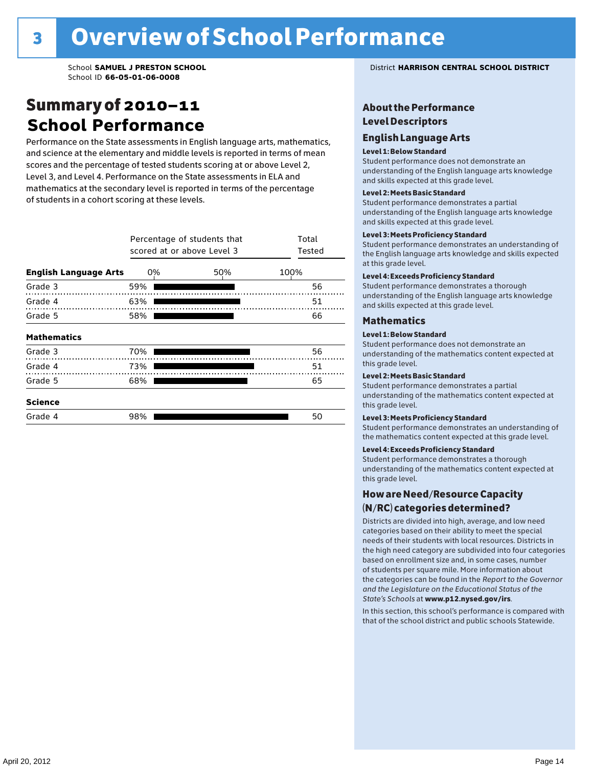# 3 Overview of School Performance

School **SAMUEL J PRESTON SCHOOL**
School ID **66-05-01-06-0008**

District **HARRISON CENTRAL SCHOOL DISTRICT**

## Summary of 2010–11 School Performance

Performance on the State assessments in English language arts, mathematics, and science at the elementary and middle levels is reported in terms of mean scores and the percentage of tested students scoring at or above Level 2, Level 3, and Level 4. Performance on the State assessments in ELA and mathematics at the secondary level is reported in terms of the percentage of students in a cohort scoring at these levels.

| | Percentage of students that scored at or above Level 3 | Total Tested |
|---|---|---|
| **English Language Arts** | | |
| Grade 3 | 59% | 56 |
| Grade 4 | 63% | 51 |
| Grade 5 | 58% | 66 |
| **Mathematics** | | |
| Grade 3 | 70% | 56 |
| Grade 4 | 73% | 51 |
| Grade 5 | 68% | 65 |
| **Science** | | |
| Grade 4 | 98% | 50 |

## About the Performance Level Descriptors

### English Language Arts

**Level 1: Below Standard**
Student performance does not demonstrate an understanding of the English language arts knowledge and skills expected at this grade level.

**Level 2: Meets Basic Standard**
Student performance demonstrates a partial understanding of the English language arts knowledge and skills expected at this grade level.

**Level 3: Meets Proficiency Standard**
Student performance demonstrates an understanding of the English language arts knowledge and skills expected at this grade level.

**Level 4: Exceeds Proficiency Standard**
Student performance demonstrates a thorough understanding of the English language arts knowledge and skills expected at this grade level.

### Mathematics

**Level 1: Below Standard**
Student performance does not demonstrate an understanding of the mathematics content expected at this grade level.

**Level 2: Meets Basic Standard**
Student performance demonstrates a partial understanding of the mathematics content expected at this grade level.

**Level 3: Meets Proficiency Standard**
Student performance demonstrates an understanding of the mathematics content expected at this grade level.

**Level 4: Exceeds Proficiency Standard**
Student performance demonstrates a thorough understanding of the mathematics content expected at this grade level.

## How are Need/Resource Capacity (N/RC) categories determined?

Districts are divided into high, average, and low need categories based on their ability to meet the special needs of their students with local resources. Districts in the high need category are subdivided into four categories based on enrollment size and, in some cases, number of students per square mile. More information about the categories can be found in the *Report to the Governor and the Legislature on the Educational Status of the State's Schools* at **www.p12.nysed.gov/irs**.

In this section, this school's performance is compared with that of the school district and public schools Statewide.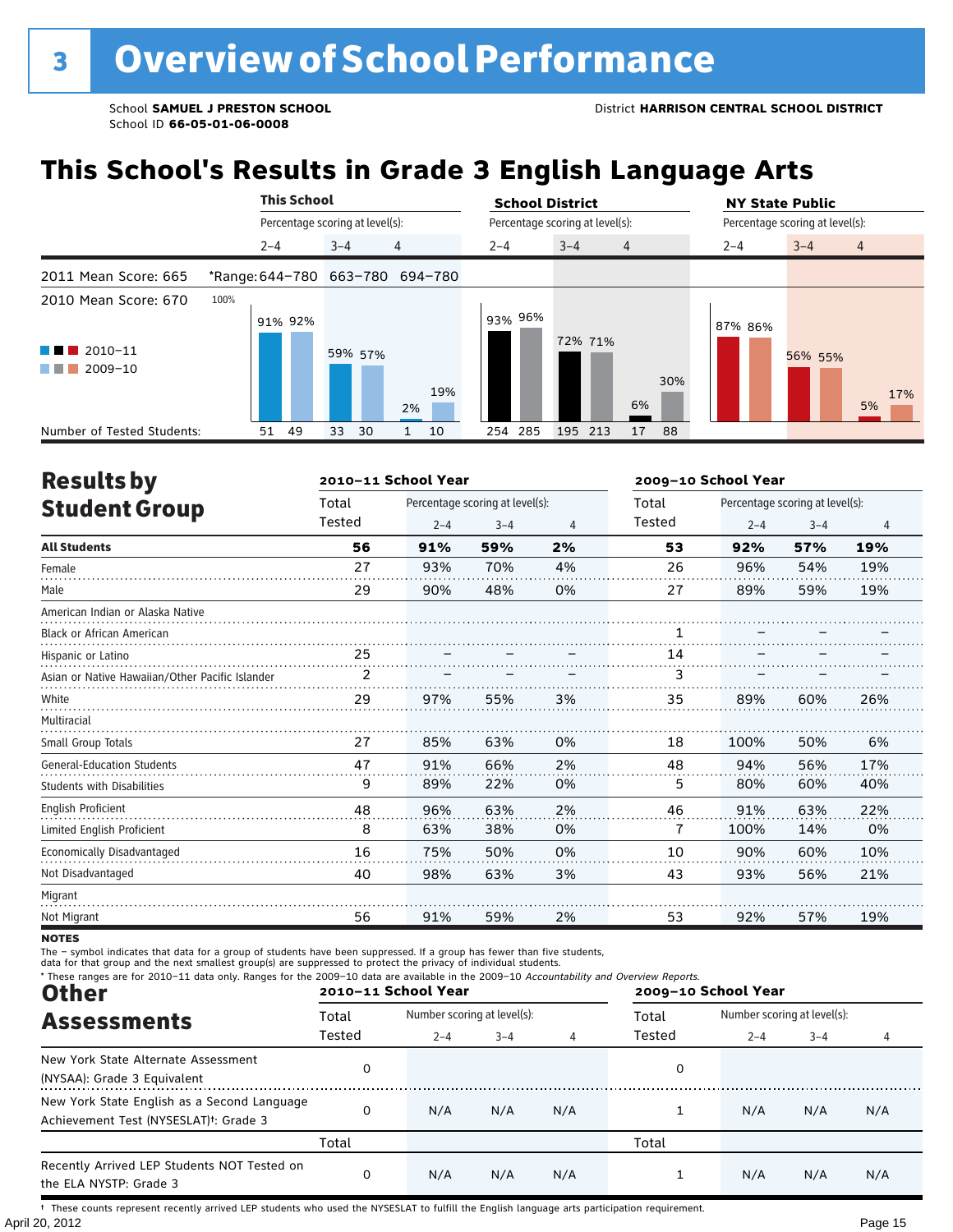# 3 Overview of School Performance

School **SAMUEL J PRESTON SCHOOL**
School ID **66-05-01-06-0008**

District **HARRISON CENTRAL SCHOOL DISTRICT**

## This School's Results in Grade 3 English Language Arts

| | This School | | | School District | | | NY State Public | | |
|---|---|---|---|---|---|---|---|---|---|
| | Percentage scoring at level(s): | | | Percentage scoring at level(s): | | | Percentage scoring at level(s): | | |
| | 2–4 | 3–4 | 4 | 2–4 | 3–4 | 4 | 2–4 | 3–4 | 4 |
| 2011 Mean Score: 665 | *Range: 644–780 | 663–780 | 694–780 | | | | | | |
| 2010 Mean Score: 670 | | | | | | | | | |
| 2010–11 | 91% | 59% | 2% | 93% | 72% | 6% | 87% | 56% | 5% |
| 2009–10 | 92% | 57% | 19% | 96% | 71% | 30% | 86% | 55% | 17% |
| Number of Tested Students: 2010–11 | 51 | 33 | 1 | 254 | 195 | 17 | | | |
| Number of Tested Students: 2009–10 | 49 | 30 | 10 | 285 | 213 | 88 | | | |

## Results by Student Group

| | 2010–11 School Year | | | | 2009–10 School Year | | | |
|---|---|---|---|---|---|---|---|---|
| | Total Tested | Percentage scoring at level(s): 2–4 | 3–4 | 4 | Total Tested | Percentage scoring at level(s): 2–4 | 3–4 | 4 |
| **All Students** | **56** | **91%** | **59%** | **2%** | **53** | **92%** | **57%** | **19%** |
| Female | 27 | 93% | 70% | 4% | 26 | 96% | 54% | 19% |
| Male | 29 | 90% | 48% | 0% | 27 | 89% | 59% | 19% |
| American Indian or Alaska Native | | | | | | | | |
| Black or African American | | | | | 1 | – | – | – |
| Hispanic or Latino | 25 | – | – | – | 14 | – | – | – |
| Asian or Native Hawaiian/Other Pacific Islander | 2 | – | – | – | 3 | – | – | – |
| White | 29 | 97% | 55% | 3% | 35 | 89% | 60% | 26% |
| Multiracial | | | | | | | | |
| Small Group Totals | 27 | 85% | 63% | 0% | 18 | 100% | 50% | 6% |
| General-Education Students | 47 | 91% | 66% | 2% | 48 | 94% | 56% | 17% |
| Students with Disabilities | 9 | 89% | 22% | 0% | 5 | 80% | 60% | 40% |
| English Proficient | 48 | 96% | 63% | 2% | 46 | 91% | 63% | 22% |
| Limited English Proficient | 8 | 63% | 38% | 0% | 7 | 100% | 14% | 0% |
| Economically Disadvantaged | 16 | 75% | 50% | 0% | 10 | 90% | 60% | 10% |
| Not Disadvantaged | 40 | 98% | 63% | 3% | 43 | 93% | 56% | 21% |
| Migrant | | | | | | | | |
| Not Migrant | 56 | 91% | 59% | 2% | 53 | 92% | 57% | 19% |

**NOTES**
The – symbol indicates that data for a group of students have been suppressed. If a group has fewer than five students, data for that group and the next smallest group(s) are suppressed to protect the privacy of individual students.
* These ranges are for 2010–11 data only. Ranges for the 2009–10 data are available in the 2009–10 *Accountability and Overview Reports*.

## Other Assessments

| | 2010–11 School Year | | | | 2009–10 School Year | | | |
|---|---|---|---|---|---|---|---|---|
| | Total Tested | Number scoring at level(s): 2–4 | 3–4 | 4 | Total Tested | Number scoring at level(s): 2–4 | 3–4 | 4 |
| New York State Alternate Assessment (NYSAA): Grade 3 Equivalent | 0 | | | | 0 | | | |
| New York State English as a Second Language Achievement Test (NYSESLAT)†: Grade 3 | 0 | N/A | N/A | N/A | 1 | N/A | N/A | N/A |
| | Total | | | | Total | | | |
| Recently Arrived LEP Students NOT Tested on the ELA NYSTP: Grade 3 | 0 | N/A | N/A | N/A | 1 | N/A | N/A | N/A |

† These counts represent recently arrived LEP students who used the NYSESLAT to fulfill the English language arts participation requirement.

April 20, 2012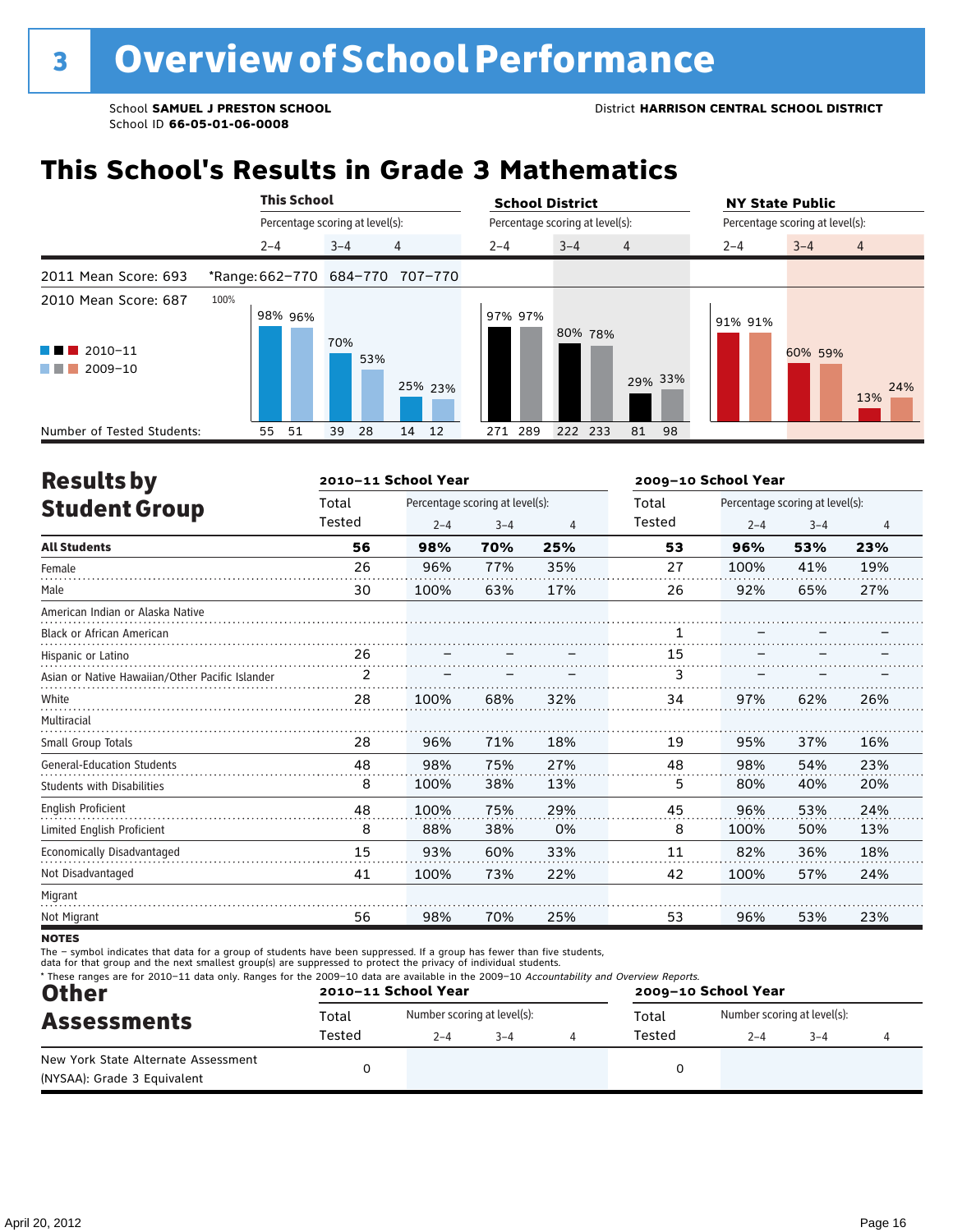# 3 Overview of School Performance

School **SAMUEL J PRESTON SCHOOL**
School ID **66-05-01-06-0008**

District **HARRISON CENTRAL SCHOOL DISTRICT**

## This School's Results in Grade 3 Mathematics

2011 Mean Score: 693
2010 Mean Score: 687

*Range: 662–770 (2–4), 684–770 (3–4), 707–770 (4)

| | This School 2–4 | | This School 3–4 | | This School 4 | | School District 2–4 | | School District 3–4 | | School District 4 | | NY State Public 2–4 | | NY State Public 3–4 | | NY State Public 4 | |
|---|---|---|---|---|---|---|---|---|---|---|---|---|---|---|---|---|---|---|
| | 2010–11 | 2009–10 | 2010–11 | 2009–10 | 2010–11 | 2009–10 | 2010–11 | 2009–10 | 2010–11 | 2009–10 | 2010–11 | 2009–10 | 2010–11 | 2009–10 | 2010–11 | 2009–10 | 2010–11 | 2009–10 |
| Percentage | 98% | 96% | 70% | 53% | 25% | 23% | 97% | 97% | 80% | 78% | 29% | 33% | 91% | 91% | 60% | 59% | 13% | 24% |
| Number of Tested Students | 55 | 51 | 39 | 28 | 14 | 12 | 271 | 289 | 222 | 233 | 81 | 98 | | | | | | |

## Results by Student Group

| | 2010–11 School Year | | | | 2009–10 School Year | | | |
|---|---|---|---|---|---|---|---|---|
| | Total Tested | Percentage scoring at level(s): 2–4 | 3–4 | 4 | Total Tested | Percentage scoring at level(s): 2–4 | 3–4 | 4 |
| **All Students** | **56** | **98%** | **70%** | **25%** | **53** | **96%** | **53%** | **23%** |
| Female | 26 | 96% | 77% | 35% | 27 | 100% | 41% | 19% |
| Male | 30 | 100% | 63% | 17% | 26 | 92% | 65% | 27% |
| American Indian or Alaska Native | | | | | | | | |
| Black or African American | | | | | 1 | – | – | – |
| Hispanic or Latino | 26 | – | – | – | 15 | – | – | – |
| Asian or Native Hawaiian/Other Pacific Islander | 2 | – | – | – | 3 | – | – | – |
| White | 28 | 100% | 68% | 32% | 34 | 97% | 62% | 26% |
| Multiracial | | | | | | | | |
| Small Group Totals | 28 | 96% | 71% | 18% | 19 | 95% | 37% | 16% |
| General-Education Students | 48 | 98% | 75% | 27% | 48 | 98% | 54% | 23% |
| Students with Disabilities | 8 | 100% | 38% | 13% | 5 | 80% | 40% | 20% |
| English Proficient | 48 | 100% | 75% | 29% | 45 | 96% | 53% | 24% |
| Limited English Proficient | 8 | 88% | 38% | 0% | 8 | 100% | 50% | 13% |
| Economically Disadvantaged | 15 | 93% | 60% | 33% | 11 | 82% | 36% | 18% |
| Not Disadvantaged | 41 | 100% | 73% | 22% | 42 | 100% | 57% | 24% |
| Migrant | | | | | | | | |
| Not Migrant | 56 | 98% | 70% | 25% | 53 | 96% | 53% | 23% |

**NOTES**

The – symbol indicates that data for a group of students have been suppressed. If a group has fewer than five students, data for that group and the next smallest group(s) are suppressed to protect the privacy of individual students.

* These ranges are for 2010–11 data only. Ranges for the 2009–10 data are available in the 2009–10 *Accountability and Overview Reports.*

## Other Assessments

| | 2010–11 School Year | | | | 2009–10 School Year | | | |
|---|---|---|---|---|---|---|---|---|
| | Total Tested | Number scoring at level(s): 2–4 | 3–4 | 4 | Total Tested | Number scoring at level(s): 2–4 | 3–4 | 4 |
| New York State Alternate Assessment (NYSAA): Grade 3 Equivalent | 0 | | | | 0 | | | |

April 20, 2012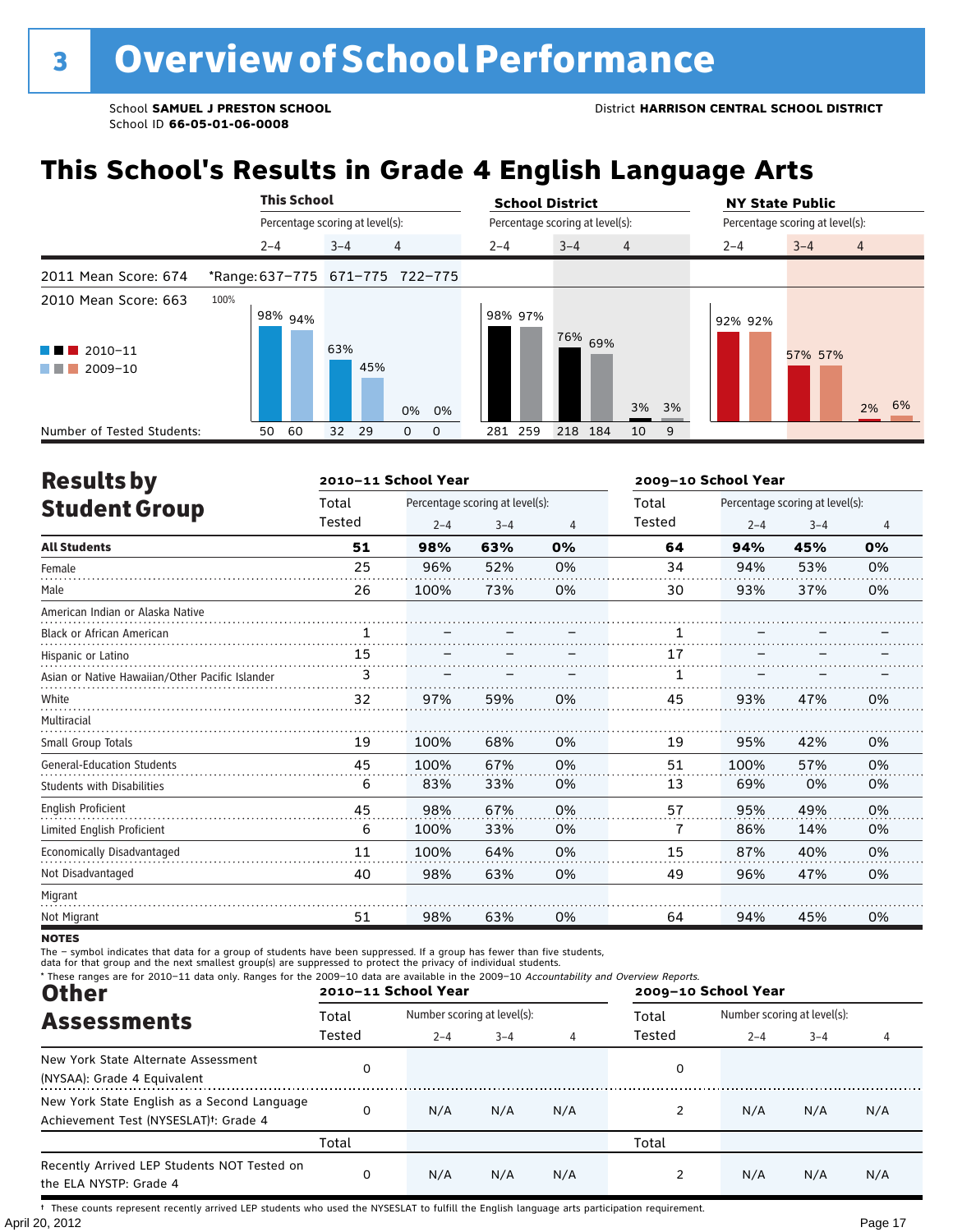# 3 Overview of School Performance

School **SAMUEL J PRESTON SCHOOL**
School ID **66-05-01-06-0008**

District **HARRISON CENTRAL SCHOOL DISTRICT**

## This School's Results in Grade 4 English Language Arts

| | This School | | | School District | | | NY State Public | | |
|---|---|---|---|---|---|---|---|---|---|
| | Percentage scoring at level(s): | | | Percentage scoring at level(s): | | | Percentage scoring at level(s): | | |
| | 2–4 | 3–4 | 4 | 2–4 | 3–4 | 4 | 2–4 | 3–4 | 4 |
| 2011 Mean Score: 674 | *Range: 637–775 | 671–775 | 722–775 | | | | | | |
| 2010 Mean Score: 663 | | | | | | | | | |
| 2010–11 | 98% | 63% | 0% | 98% | 76% | 3% | 92% | 57% | 2% |
| 2009–10 | 94% | 45% | 0% | 97% | 69% | 3% | 92% | 57% | 6% |
| Number of Tested Students: 2010–11 | 50 | 32 | 0 | 281 | 218 | 10 | | | |
| Number of Tested Students: 2009–10 | 60 | 29 | 0 | 259 | 184 | 9 | | | |

## Results by Student Group

| | 2010–11 School Year | | | | 2009–10 School Year | | | |
|---|---|---|---|---|---|---|---|---|
| | Total Tested | Percentage scoring at level(s): 2–4 | 3–4 | 4 | Total Tested | Percentage scoring at level(s): 2–4 | 3–4 | 4 |
| **All Students** | **51** | **98%** | **63%** | **0%** | **64** | **94%** | **45%** | **0%** |
| Female | 25 | 96% | 52% | 0% | 34 | 94% | 53% | 0% |
| Male | 26 | 100% | 73% | 0% | 30 | 93% | 37% | 0% |
| American Indian or Alaska Native | | | | | | | | |
| Black or African American | 1 | – | – | – | 1 | – | – | – |
| Hispanic or Latino | 15 | – | – | – | 17 | – | – | – |
| Asian or Native Hawaiian/Other Pacific Islander | 3 | – | – | – | 1 | – | – | – |
| White | 32 | 97% | 59% | 0% | 45 | 93% | 47% | 0% |
| Multiracial | | | | | | | | |
| Small Group Totals | 19 | 100% | 68% | 0% | 19 | 95% | 42% | 0% |
| General-Education Students | 45 | 100% | 67% | 0% | 51 | 100% | 57% | 0% |
| Students with Disabilities | 6 | 83% | 33% | 0% | 13 | 69% | 0% | 0% |
| English Proficient | 45 | 98% | 67% | 0% | 57 | 95% | 49% | 0% |
| Limited English Proficient | 6 | 100% | 33% | 0% | 7 | 86% | 14% | 0% |
| Economically Disadvantaged | 11 | 100% | 64% | 0% | 15 | 87% | 40% | 0% |
| Not Disadvantaged | 40 | 98% | 63% | 0% | 49 | 96% | 47% | 0% |
| Migrant | | | | | | | | |
| Not Migrant | 51 | 98% | 63% | 0% | 64 | 94% | 45% | 0% |

**NOTES**

The – symbol indicates that data for a group of students have been suppressed. If a group has fewer than five students, data for that group and the next smallest group(s) are suppressed to protect the privacy of individual students.

* These ranges are for 2010–11 data only. Ranges for the 2009–10 data are available in the 2009–10 *Accountability and Overview Reports.*

## Other Assessments

| | 2010–11 School Year | | | | 2009–10 School Year | | | |
|---|---|---|---|---|---|---|---|---|
| | Total Tested | Number scoring at level(s): 2–4 | 3–4 | 4 | Total Tested | Number scoring at level(s): 2–4 | 3–4 | 4 |
| New York State Alternate Assessment (NYSAA): Grade 4 Equivalent | 0 | | | | 0 | | | |
| New York State English as a Second Language Achievement Test (NYSESLAT)†: Grade 4 | 0 | N/A | N/A | N/A | 2 | N/A | N/A | N/A |
| | Total | | | | Total | | | |
| Recently Arrived LEP Students NOT Tested on the ELA NYSTP: Grade 4 | 0 | N/A | N/A | N/A | 2 | N/A | N/A | N/A |

† These counts represent recently arrived LEP students who used the NYSESLAT to fulfill the English language arts participation requirement.

April 20, 2012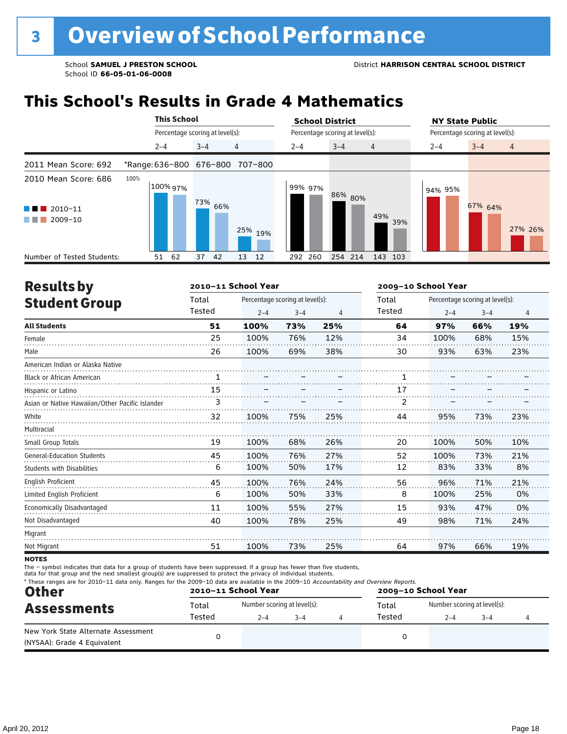# 3 Overview of School Performance

School **SAMUEL J PRESTON SCHOOL**
School ID **66-05-01-06-0008**

District **HARRISON CENTRAL SCHOOL DISTRICT**

## This School's Results in Grade 4 Mathematics

2011 Mean Score: 692
2010 Mean Score: 686

| | This School | | | School District | | | NY State Public | | |
|---|---|---|---|---|---|---|---|---|---|
| Percentage scoring at level(s): | 2–4 | 3–4 | 4 | 2–4 | 3–4 | 4 | 2–4 | 3–4 | 4 |
| *Range | 636–800 | 676–800 | 707–800 | | | | | | |
| 2010–11 | 100% | 73% | 25% | 99% | 86% | 49% | 94% | 67% | 27% |
| 2009–10 | 97% | 66% | 19% | 97% | 80% | 39% | 95% | 64% | 26% |
| Number of Tested Students: 2010–11 | 51 | 37 | 13 | 292 | 254 | 143 | | | |
| Number of Tested Students: 2009–10 | 62 | 42 | 12 | 260 | 214 | 103 | | | |

## Results by Student Group

| | 2010–11 School Year | | | | 2009–10 School Year | | | |
|---|---|---|---|---|---|---|---|---|
| | Total Tested | Percentage scoring at level(s): 2–4 | 3–4 | 4 | Total Tested | Percentage scoring at level(s): 2–4 | 3–4 | 4 |
| **All Students** | **51** | **100%** | **73%** | **25%** | **64** | **97%** | **66%** | **19%** |
| Female | 25 | 100% | 76% | 12% | 34 | 100% | 68% | 15% |
| Male | 26 | 100% | 69% | 38% | 30 | 93% | 63% | 23% |
| American Indian or Alaska Native | | | | | | | | |
| Black or African American | 1 | – | – | – | 1 | – | – | – |
| Hispanic or Latino | 15 | – | – | – | 17 | – | – | – |
| Asian or Native Hawaiian/Other Pacific Islander | 3 | – | – | – | 2 | – | – | – |
| White | 32 | 100% | 75% | 25% | 44 | 95% | 73% | 23% |
| Multiracial | | | | | | | | |
| Small Group Totals | 19 | 100% | 68% | 26% | 20 | 100% | 50% | 10% |
| General-Education Students | 45 | 100% | 76% | 27% | 52 | 100% | 73% | 21% |
| Students with Disabilities | 6 | 100% | 50% | 17% | 12 | 83% | 33% | 8% |
| English Proficient | 45 | 100% | 76% | 24% | 56 | 96% | 71% | 21% |
| Limited English Proficient | 6 | 100% | 50% | 33% | 8 | 100% | 25% | 0% |
| Economically Disadvantaged | 11 | 100% | 55% | 27% | 15 | 93% | 47% | 0% |
| Not Disadvantaged | 40 | 100% | 78% | 25% | 49 | 98% | 71% | 24% |
| Migrant | | | | | | | | |
| Not Migrant | 51 | 100% | 73% | 25% | 64 | 97% | 66% | 19% |

**NOTES**

The – symbol indicates that data for a group of students have been suppressed. If a group has fewer than five students, data for that group and the next smallest group(s) are suppressed to protect the privacy of individual students.

* These ranges are for 2010–11 data only. Ranges for the 2009–10 data are available in the 2009–10 *Accountability and Overview Reports.*

## Other Assessments

| | 2010–11 School Year | | | | 2009–10 School Year | | | |
|---|---|---|---|---|---|---|---|---|
| | Total Tested | Number scoring at level(s): 2–4 | 3–4 | 4 | Total Tested | Number scoring at level(s): 2–4 | 3–4 | 4 |
| New York State Alternate Assessment (NYSAA): Grade 4 Equivalent | 0 | | | | 0 | | | |

April 20, 2012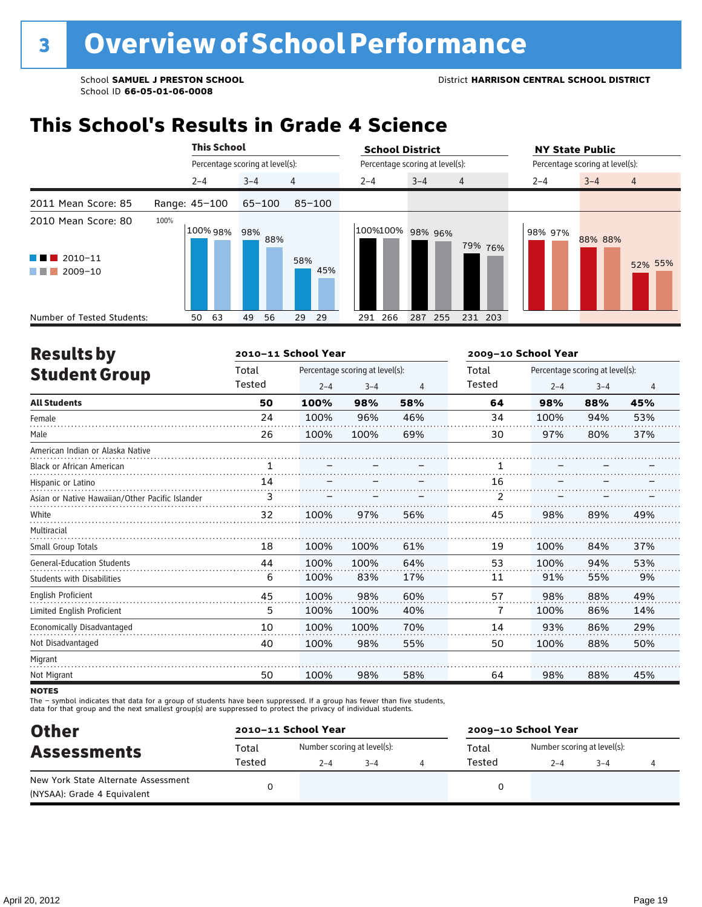# 3 Overview of School Performance

School **SAMUEL J PRESTON SCHOOL**
School ID **66-05-01-06-0008**

District **HARRISON CENTRAL SCHOOL DISTRICT**

## This School's Results in Grade 4 Science

2011 Mean Score: 85
2010 Mean Score: 80

■ 2010–11 ■ 2009–10

| | This School 2–4 | This School 3–4 | This School 4 | School District 2–4 | School District 3–4 | School District 4 | NY State Public 2–4 | NY State Public 3–4 | NY State Public 4 |
|---|---|---|---|---|---|---|---|---|---|
| Range | 45–100 | 65–100 | 85–100 | | | | | | |
| 2010–11 | 100% | 98% | 58% | 100% | 98% | 79% | 98% | 88% | 52% |
| 2009–10 | 98% | 88% | 45% | 100% | 96% | 76% | 97% | 88% | 55% |
| Number of Tested Students: 2010–11 | 50 | 49 | 29 | 291 | 287 | 231 | | | |
| Number of Tested Students: 2009–10 | 63 | 56 | 29 | 266 | 255 | 203 | | | |

## Results by Student Group

| | 2010–11 Total Tested | 2010–11 2–4 | 2010–11 3–4 | 2010–11 4 | 2009–10 Total Tested | 2009–10 2–4 | 2009–10 3–4 | 2009–10 4 |
|---|---|---|---|---|---|---|---|---|
| **All Students** | **50** | **100%** | **98%** | **58%** | **64** | **98%** | **88%** | **45%** |
| Female | 24 | 100% | 96% | 46% | 34 | 100% | 94% | 53% |
| Male | 26 | 100% | 100% | 69% | 30 | 97% | 80% | 37% |
| American Indian or Alaska Native | | | | | | | | |
| Black or African American | 1 | – | – | – | 1 | – | – | – |
| Hispanic or Latino | 14 | – | – | – | 16 | – | – | – |
| Asian or Native Hawaiian/Other Pacific Islander | 3 | – | – | – | 2 | – | – | – |
| White | 32 | 100% | 97% | 56% | 45 | 98% | 89% | 49% |
| Multiracial | | | | | | | | |
| Small Group Totals | 18 | 100% | 100% | 61% | 19 | 100% | 84% | 37% |
| General-Education Students | 44 | 100% | 100% | 64% | 53 | 100% | 94% | 53% |
| Students with Disabilities | 6 | 100% | 83% | 17% | 11 | 91% | 55% | 9% |
| English Proficient | 45 | 100% | 98% | 60% | 57 | 98% | 88% | 49% |
| Limited English Proficient | 5 | 100% | 100% | 40% | 7 | 100% | 86% | 14% |
| Economically Disadvantaged | 10 | 100% | 100% | 70% | 14 | 93% | 86% | 29% |
| Not Disadvantaged | 40 | 100% | 98% | 55% | 50 | 100% | 88% | 50% |
| Migrant | | | | | | | | |
| Not Migrant | 50 | 100% | 98% | 58% | 64 | 98% | 88% | 45% |

**NOTES**
The – symbol indicates that data for a group of students have been suppressed. If a group has fewer than five students, data for that group and the next smallest group(s) are suppressed to protect the privacy of individual students.

## Other Assessments

| | 2010–11 Total Tested | 2010–11 2–4 | 2010–11 3–4 | 2010–11 4 | 2009–10 Total Tested | 2009–10 2–4 | 2009–10 3–4 | 2009–10 4 |
|---|---|---|---|---|---|---|---|---|
| New York State Alternate Assessment (NYSAA): Grade 4 Equivalent | 0 | | | | 0 | | | |

(Levels for Other Assessments are reported as number scoring at level(s).)

April 20, 2012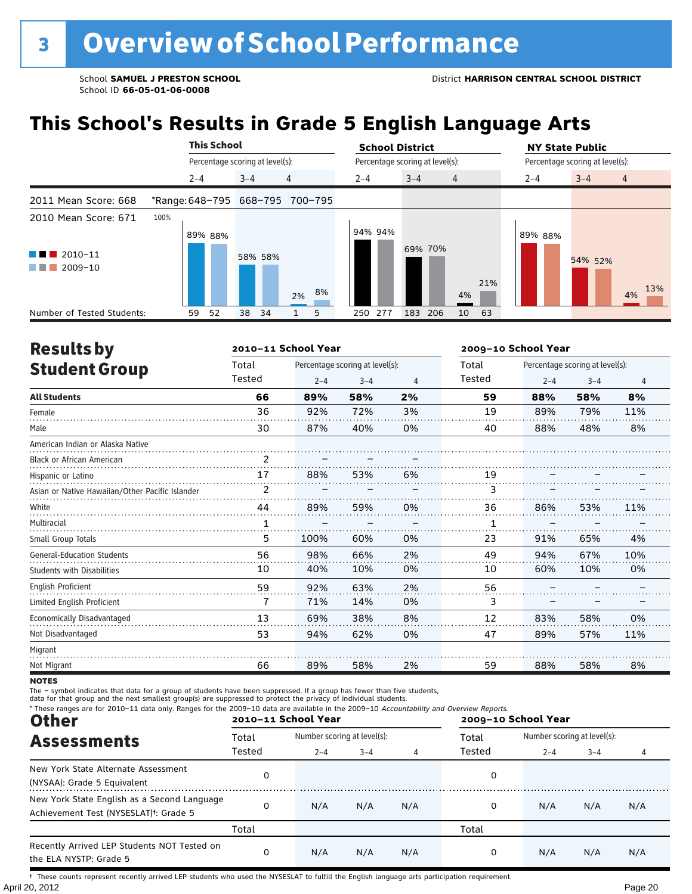# 3 Overview of School Performance

School **SAMUEL J PRESTON SCHOOL**
School ID **66-05-01-06-0008**

District **HARRISON CENTRAL SCHOOL DISTRICT**

## This School's Results in Grade 5 English Language Arts

| | This School | | | School District | | | NY State Public | | |
|---|---|---|---|---|---|---|---|---|---|
| | Percentage scoring at level(s): | | | Percentage scoring at level(s): | | | Percentage scoring at level(s): | | |
| | 2–4 | 3–4 | 4 | 2–4 | 3–4 | 4 | 2–4 | 3–4 | 4 |
| 2011 Mean Score: 668 | *Range: 648–795 | 668–795 | 700–795 | | | | | | |
| 2010 Mean Score: 671 | | | | | | | | | |
| 2010–11 | 89% | 58% | 2% | 94% | 69% | 4% | 89% | 54% | 4% |
| 2009–10 | 88% | 58% | 8% | 94% | 70% | 21% | 88% | 52% | 13% |
| Number of Tested Students: 2010–11 | 59 | 38 | 1 | 250 | 183 | 10 | | | |
| Number of Tested Students: 2009–10 | 52 | 34 | 5 | 277 | 206 | 63 | | | |

## Results by Student Group

| | 2010–11 School Year | | | | 2009–10 School Year | | | |
|---|---|---|---|---|---|---|---|---|
| | Total Tested | Percentage scoring at level(s): 2–4 | 3–4 | 4 | Total Tested | Percentage scoring at level(s): 2–4 | 3–4 | 4 |
| **All Students** | **66** | **89%** | **58%** | **2%** | **59** | **88%** | **58%** | **8%** |
| Female | 36 | 92% | 72% | 3% | 19 | 89% | 79% | 11% |
| Male | 30 | 87% | 40% | 0% | 40 | 88% | 48% | 8% |
| American Indian or Alaska Native | | | | | | | | |
| Black or African American | 2 | – | – | – | | | | |
| Hispanic or Latino | 17 | 88% | 53% | 6% | 19 | – | – | – |
| Asian or Native Hawaiian/Other Pacific Islander | 2 | – | – | – | 3 | – | – | – |
| White | 44 | 89% | 59% | 0% | 36 | 86% | 53% | 11% |
| Multiracial | 1 | – | – | – | 1 | – | – | – |
| Small Group Totals | 5 | 100% | 60% | 0% | 23 | 91% | 65% | 4% |
| General-Education Students | 56 | 98% | 66% | 2% | 49 | 94% | 67% | 10% |
| Students with Disabilities | 10 | 40% | 10% | 0% | 10 | 60% | 10% | 0% |
| English Proficient | 59 | 92% | 63% | 2% | 56 | – | – | – |
| Limited English Proficient | 7 | 71% | 14% | 0% | 3 | – | – | – |
| Economically Disadvantaged | 13 | 69% | 38% | 8% | 12 | 83% | 58% | 0% |
| Not Disadvantaged | 53 | 94% | 62% | 0% | 47 | 89% | 57% | 11% |
| Migrant | | | | | | | | |
| Not Migrant | 66 | 89% | 58% | 2% | 59 | 88% | 58% | 8% |

**NOTES**

The – symbol indicates that data for a group of students have been suppressed. If a group has fewer than five students, data for that group and the next smallest group(s) are suppressed to protect the privacy of individual students.

\* These ranges are for 2010–11 data only. Ranges for the 2009–10 data are available in the 2009–10 *Accountability and Overview Reports.*

## Other Assessments

| | 2010–11 School Year | | | | 2009–10 School Year | | | |
|---|---|---|---|---|---|---|---|---|
| | Total Tested | Number scoring at level(s): 2–4 | 3–4 | 4 | Total Tested | Number scoring at level(s): 2–4 | 3–4 | 4 |
| New York State Alternate Assessment (NYSAA): Grade 5 Equivalent | 0 | | | | 0 | | | |
| New York State English as a Second Language Achievement Test (NYSESLAT)†: Grade 5 | 0 | N/A | N/A | N/A | 0 | N/A | N/A | N/A |
| | Total | | | | Total | | | |
| Recently Arrived LEP Students NOT Tested on the ELA NYSTP: Grade 5 | 0 | N/A | N/A | N/A | 0 | N/A | N/A | N/A |

† These counts represent recently arrived LEP students who used the NYSESLAT to fulfill the English language arts participation requirement.

April 20, 2012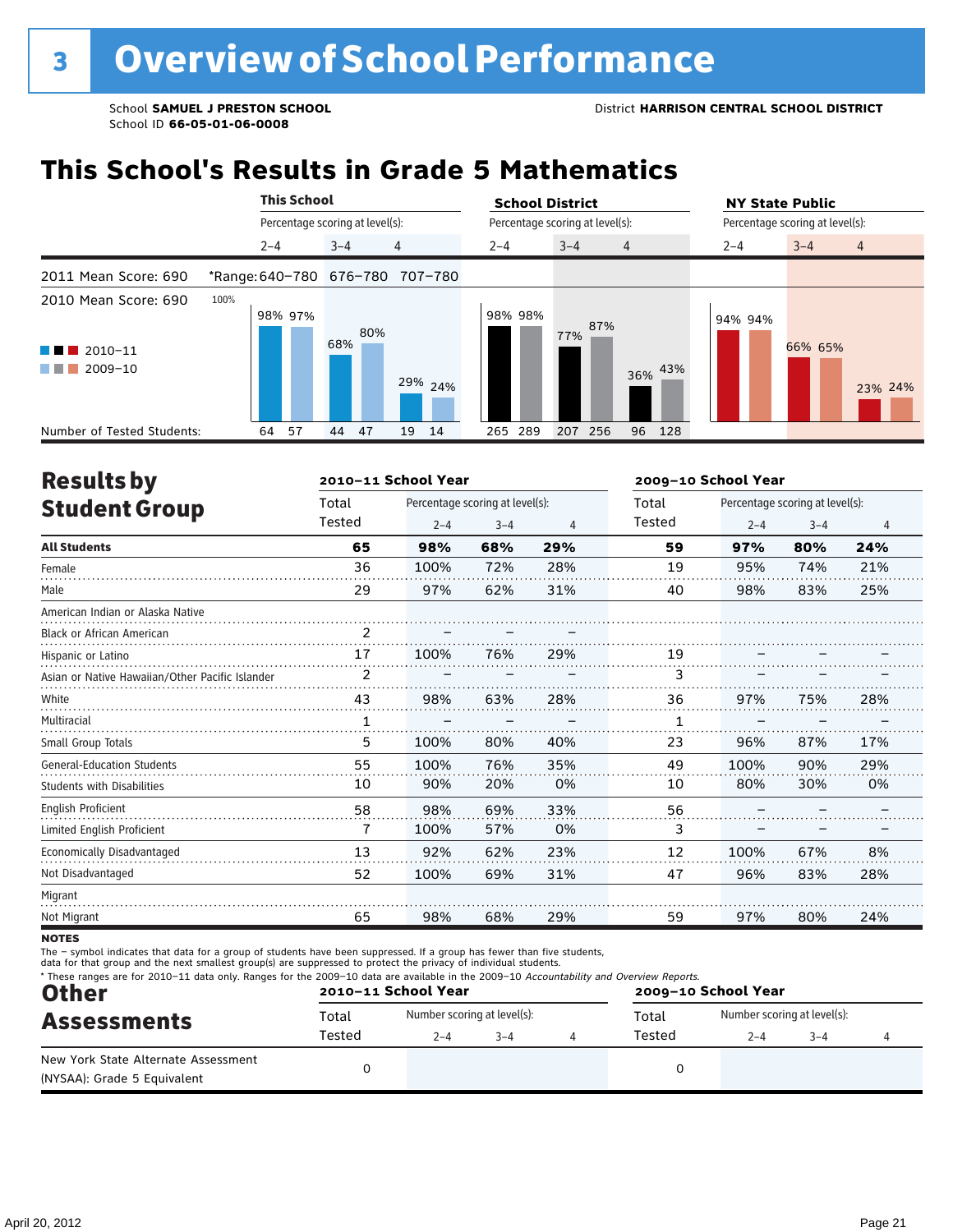# 3 Overview of School Performance

School **SAMUEL J PRESTON SCHOOL**
School ID **66-05-01-06-0008**

District **HARRISON CENTRAL SCHOOL DISTRICT**

## This School's Results in Grade 5 Mathematics

This School
Percentage scoring at level(s):
2–4 3–4 4

School District
Percentage scoring at level(s):
2–4 3–4 4

NY State Public
Percentage scoring at level(s):
2–4 3–4 4

2011 Mean Score: 690 *Range: 640–780 676–780 707–780

2010 Mean Score: 690

100%

2010–11
2009–10

98% 97% 68% 80% 29% 24%

98% 98% 77% 87% 36% 43%

94% 94% 66% 65% 23% 24%

Number of Tested Students: 64 57 44 47 19 14 265 289 207 256 96 128

## Results by Student Group

| | 2010–11 School Year | | | | 2009–10 School Year | | | |
|---|---|---|---|---|---|---|---|---|
| | Total Tested | Percentage scoring at level(s): 2–4 | 3–4 | 4 | Total Tested | Percentage scoring at level(s): 2–4 | 3–4 | 4 |
| **All Students** | **65** | **98%** | **68%** | **29%** | **59** | **97%** | **80%** | **24%** |
| Female | 36 | 100% | 72% | 28% | 19 | 95% | 74% | 21% |
| Male | 29 | 97% | 62% | 31% | 40 | 98% | 83% | 25% |
| American Indian or Alaska Native | | | | | | | | |
| Black or African American | 2 | – | – | – | | | | |
| Hispanic or Latino | 17 | 100% | 76% | 29% | 19 | – | – | – |
| Asian or Native Hawaiian/Other Pacific Islander | 2 | – | – | – | 3 | – | – | – |
| White | 43 | 98% | 63% | 28% | 36 | 97% | 75% | 28% |
| Multiracial | 1 | – | – | – | 1 | – | – | – |
| Small Group Totals | 5 | 100% | 80% | 40% | 23 | 96% | 87% | 17% |
| General-Education Students | 55 | 100% | 76% | 35% | 49 | 100% | 90% | 29% |
| Students with Disabilities | 10 | 90% | 20% | 0% | 10 | 80% | 30% | 0% |
| English Proficient | 58 | 98% | 69% | 33% | 56 | – | – | – |
| Limited English Proficient | 7 | 100% | 57% | 0% | 3 | – | – | – |
| Economically Disadvantaged | 13 | 92% | 62% | 23% | 12 | 100% | 67% | 8% |
| Not Disadvantaged | 52 | 100% | 69% | 31% | 47 | 96% | 83% | 28% |
| Migrant | | | | | | | | |
| Not Migrant | 65 | 98% | 68% | 29% | 59 | 97% | 80% | 24% |

**NOTES**

The – symbol indicates that data for a group of students have been suppressed. If a group has fewer than five students, data for that group and the next smallest group(s) are suppressed to protect the privacy of individual students.

\* These ranges are for 2010–11 data only. Ranges for the 2009–10 data are available in the 2009–10 *Accountability and Overview Reports.*

## Other Assessments

| | 2010–11 School Year | | | | 2009–10 School Year | | | |
|---|---|---|---|---|---|---|---|---|
| | Total Tested | Number scoring at level(s): 2–4 | 3–4 | 4 | Total Tested | Number scoring at level(s): 2–4 | 3–4 | 4 |
| New York State Alternate Assessment (NYSAA): Grade 5 Equivalent | 0 | | | | 0 | | | |

April 20, 2012